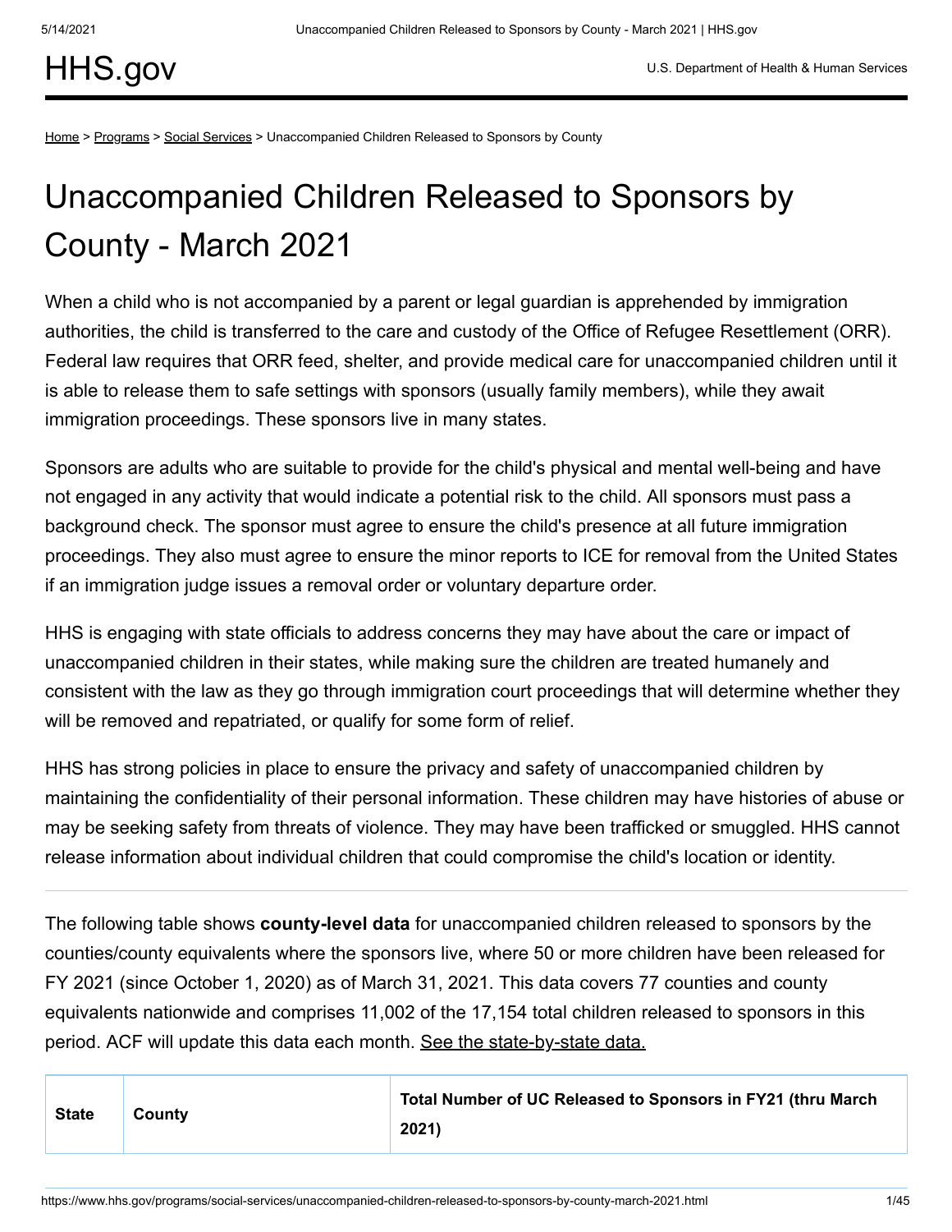HHS.gov

U.S. Department of Health & Human Services

Home > Programs > Social Services > Unaccompanied Children Released to Sponsors by County

# Unaccompanied Children Released to Sponsors by County - March 2021

When a child who is not accompanied by a parent or legal guardian is apprehended by immigration authorities, the child is transferred to the care and custody of the Office of Refugee Resettlement (ORR). Federal law requires that ORR feed, shelter, and provide medical care for unaccompanied children until it is able to release them to safe settings with sponsors (usually family members), while they await immigration proceedings. These sponsors live in many states.

Sponsors are adults who are suitable to provide for the child's physical and mental well-being and have not engaged in any activity that would indicate a potential risk to the child. All sponsors must pass a background check. The sponsor must agree to ensure the child's presence at all future immigration proceedings. They also must agree to ensure the minor reports to ICE for removal from the United States if an immigration judge issues a removal order or voluntary departure order.

HHS is engaging with state officials to address concerns they may have about the care or impact of unaccompanied children in their states, while making sure the children are treated humanely and consistent with the law as they go through immigration court proceedings that will determine whether they will be removed and repatriated, or qualify for some form of relief.

HHS has strong policies in place to ensure the privacy and safety of unaccompanied children by maintaining the confidentiality of their personal information. These children may have histories of abuse or may be seeking safety from threats of violence. They may have been trafficked or smuggled. HHS cannot release information about individual children that could compromise the child's location or identity.

---

The following table shows **county-level data** for unaccompanied children released to sponsors by the counties/county equivalents where the sponsors live, where 50 or more children have been released for FY 2021 (since October 1, 2020) as of March 31, 2021. This data covers 77 counties and county equivalents nationwide and comprises 11,002 of the 17,154 total children released to sponsors in this period. ACF will update this data each month. See the state-by-state data.

| State | County | Total Number of UC Released to Sponsors in FY21 (thru March 2021) |
| --- | --- | --- |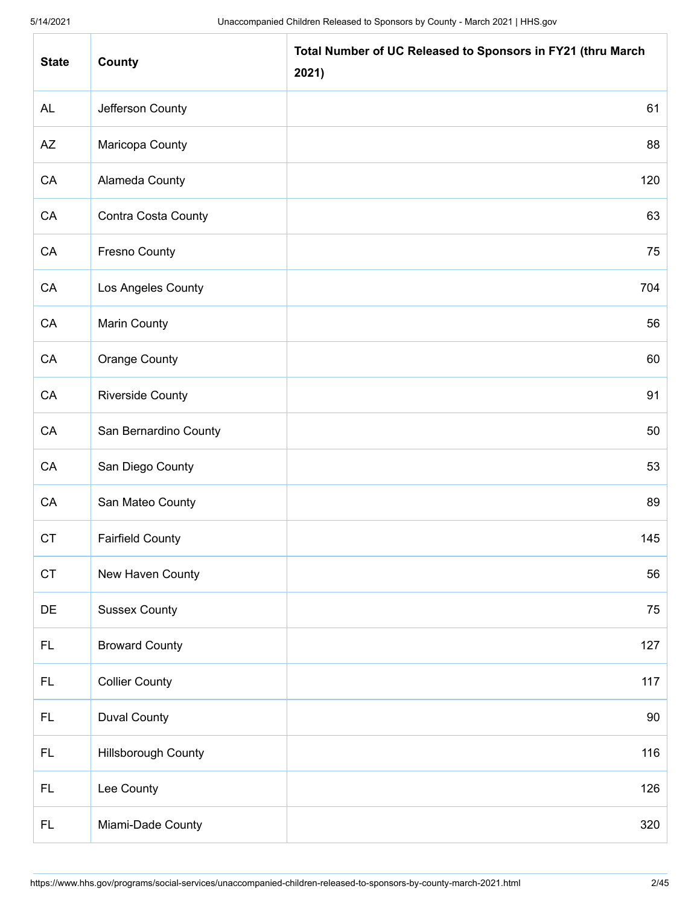| State | County | Total Number of UC Released to Sponsors in FY21 (thru March 2021) |
|---|---|---|
| AL | Jefferson County | 61 |
| AZ | Maricopa County | 88 |
| CA | Alameda County | 120 |
| CA | Contra Costa County | 63 |
| CA | Fresno County | 75 |
| CA | Los Angeles County | 704 |
| CA | Marin County | 56 |
| CA | Orange County | 60 |
| CA | Riverside County | 91 |
| CA | San Bernardino County | 50 |
| CA | San Diego County | 53 |
| CA | San Mateo County | 89 |
| CT | Fairfield County | 145 |
| CT | New Haven County | 56 |
| DE | Sussex County | 75 |
| FL | Broward County | 127 |
| FL | Collier County | 117 |
| FL | Duval County | 90 |
| FL | Hillsborough County | 116 |
| FL | Lee County | 126 |
| FL | Miami-Dade County | 320 |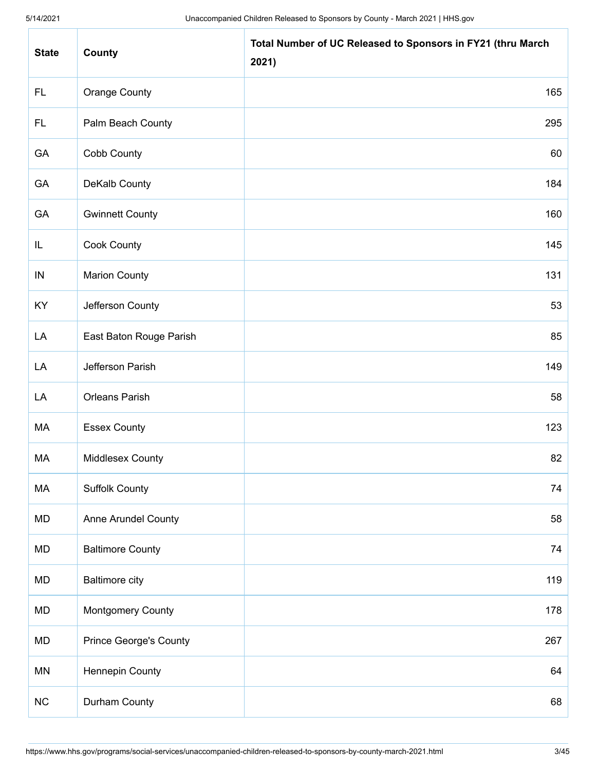| State | County | Total Number of UC Released to Sponsors in FY21 (thru March 2021) |
|---|---|---|
| FL | Orange County | 165 |
| FL | Palm Beach County | 295 |
| GA | Cobb County | 60 |
| GA | DeKalb County | 184 |
| GA | Gwinnett County | 160 |
| IL | Cook County | 145 |
| IN | Marion County | 131 |
| KY | Jefferson County | 53 |
| LA | East Baton Rouge Parish | 85 |
| LA | Jefferson Parish | 149 |
| LA | Orleans Parish | 58 |
| MA | Essex County | 123 |
| MA | Middlesex County | 82 |
| MA | Suffolk County | 74 |
| MD | Anne Arundel County | 58 |
| MD | Baltimore County | 74 |
| MD | Baltimore city | 119 |
| MD | Montgomery County | 178 |
| MD | Prince George's County | 267 |
| MN | Hennepin County | 64 |
| NC | Durham County | 68 |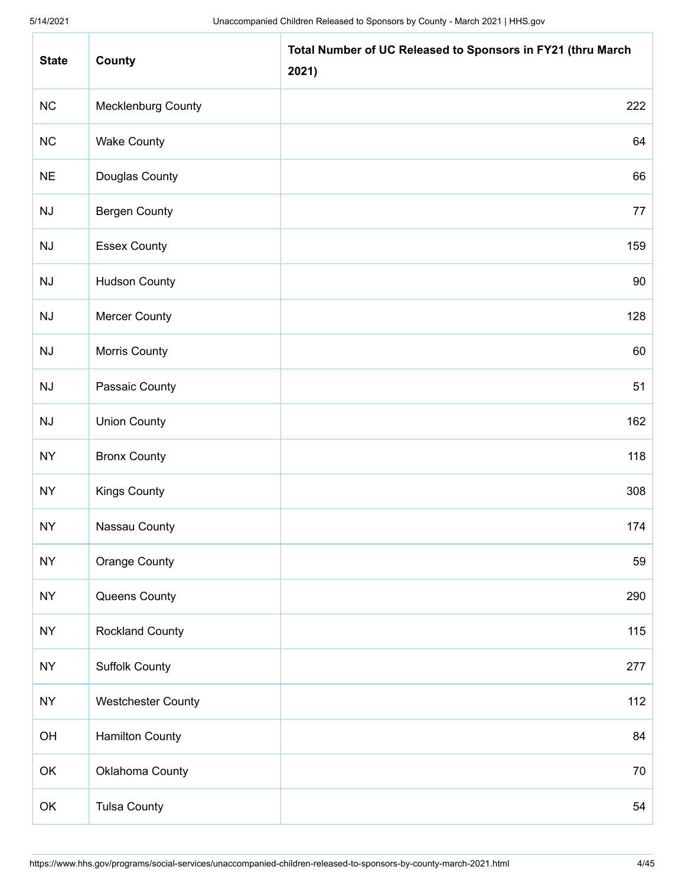| State | County | Total Number of UC Released to Sponsors in FY21 (thru March 2021) |
| --- | --- | --- |
| NC | Mecklenburg County | 222 |
| NC | Wake County | 64 |
| NE | Douglas County | 66 |
| NJ | Bergen County | 77 |
| NJ | Essex County | 159 |
| NJ | Hudson County | 90 |
| NJ | Mercer County | 128 |
| NJ | Morris County | 60 |
| NJ | Passaic County | 51 |
| NJ | Union County | 162 |
| NY | Bronx County | 118 |
| NY | Kings County | 308 |
| NY | Nassau County | 174 |
| NY | Orange County | 59 |
| NY | Queens County | 290 |
| NY | Rockland County | 115 |
| NY | Suffolk County | 277 |
| NY | Westchester County | 112 |
| OH | Hamilton County | 84 |
| OK | Oklahoma County | 70 |
| OK | Tulsa County | 54 |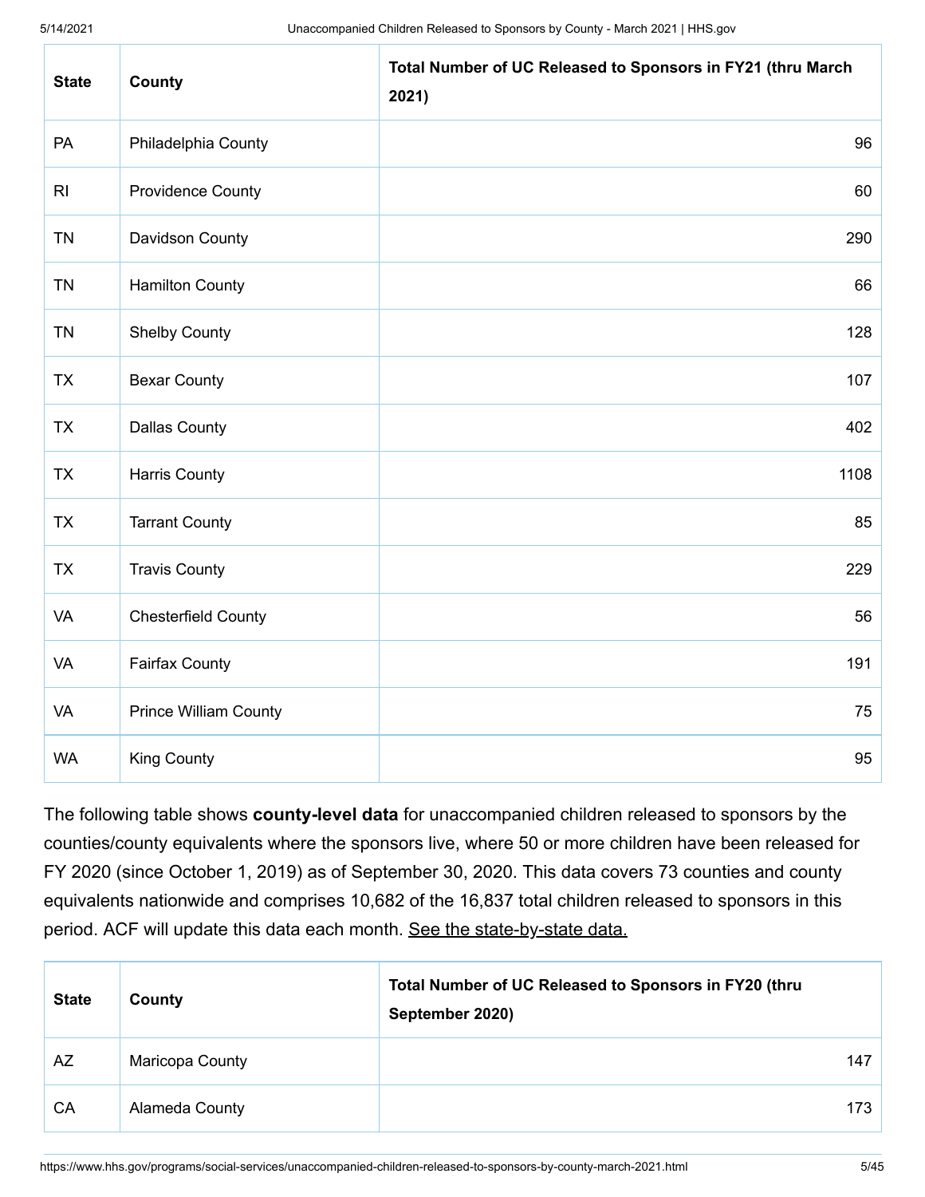| State | County | Total Number of UC Released to Sponsors in FY21 (thru March 2021) |
|---|---|---|
| PA | Philadelphia County | 96 |
| RI | Providence County | 60 |
| TN | Davidson County | 290 |
| TN | Hamilton County | 66 |
| TN | Shelby County | 128 |
| TX | Bexar County | 107 |
| TX | Dallas County | 402 |
| TX | Harris County | 1108 |
| TX | Tarrant County | 85 |
| TX | Travis County | 229 |
| VA | Chesterfield County | 56 |
| VA | Fairfax County | 191 |
| VA | Prince William County | 75 |
| WA | King County | 95 |

The following table shows **county-level data** for unaccompanied children released to sponsors by the counties/county equivalents where the sponsors live, where 50 or more children have been released for FY 2020 (since October 1, 2019) as of September 30, 2020. This data covers 73 counties and county equivalents nationwide and comprises 10,682 of the 16,837 total children released to sponsors in this period. ACF will update this data each month. See the state-by-state data.

| State | County | Total Number of UC Released to Sponsors in FY20 (thru September 2020) |
|---|---|---|
| AZ | Maricopa County | 147 |
| CA | Alameda County | 173 |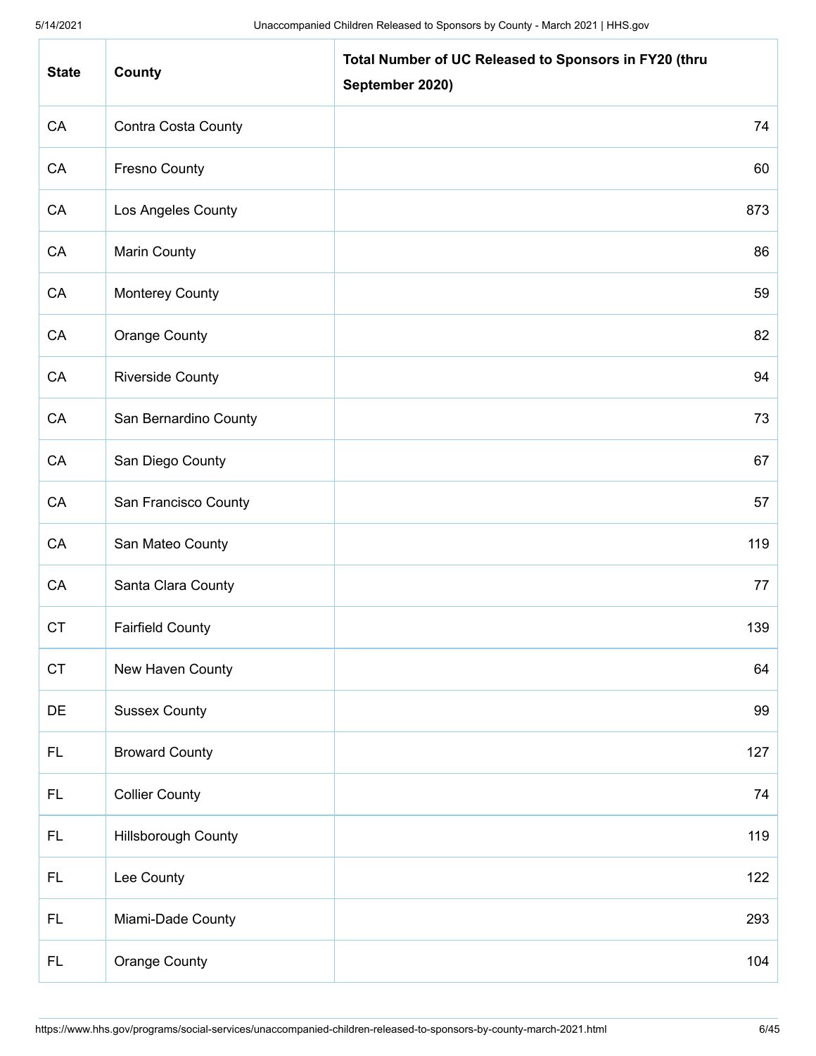| State | County | Total Number of UC Released to Sponsors in FY20 (thru September 2020) |
| --- | --- | --- |
| CA | Contra Costa County | 74 |
| CA | Fresno County | 60 |
| CA | Los Angeles County | 873 |
| CA | Marin County | 86 |
| CA | Monterey County | 59 |
| CA | Orange County | 82 |
| CA | Riverside County | 94 |
| CA | San Bernardino County | 73 |
| CA | San Diego County | 67 |
| CA | San Francisco County | 57 |
| CA | San Mateo County | 119 |
| CA | Santa Clara County | 77 |
| CT | Fairfield County | 139 |
| CT | New Haven County | 64 |
| DE | Sussex County | 99 |
| FL | Broward County | 127 |
| FL | Collier County | 74 |
| FL | Hillsborough County | 119 |
| FL | Lee County | 122 |
| FL | Miami-Dade County | 293 |
| FL | Orange County | 104 |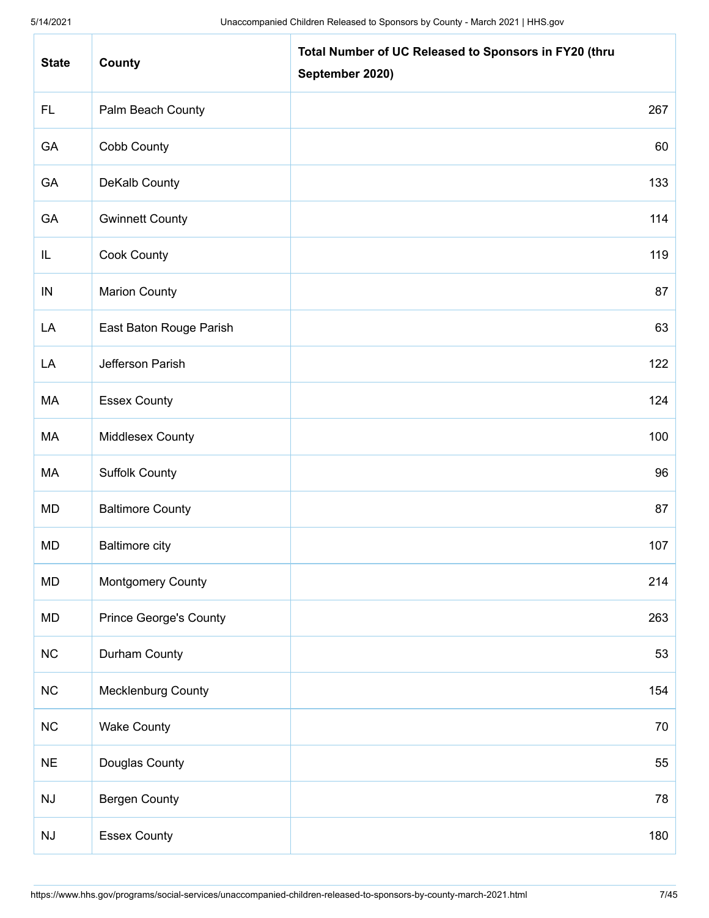| State | County | Total Number of UC Released to Sponsors in FY20 (thru September 2020) |
|---|---|---|
| FL | Palm Beach County | 267 |
| GA | Cobb County | 60 |
| GA | DeKalb County | 133 |
| GA | Gwinnett County | 114 |
| IL | Cook County | 119 |
| IN | Marion County | 87 |
| LA | East Baton Rouge Parish | 63 |
| LA | Jefferson Parish | 122 |
| MA | Essex County | 124 |
| MA | Middlesex County | 100 |
| MA | Suffolk County | 96 |
| MD | Baltimore County | 87 |
| MD | Baltimore city | 107 |
| MD | Montgomery County | 214 |
| MD | Prince George's County | 263 |
| NC | Durham County | 53 |
| NC | Mecklenburg County | 154 |
| NC | Wake County | 70 |
| NE | Douglas County | 55 |
| NJ | Bergen County | 78 |
| NJ | Essex County | 180 |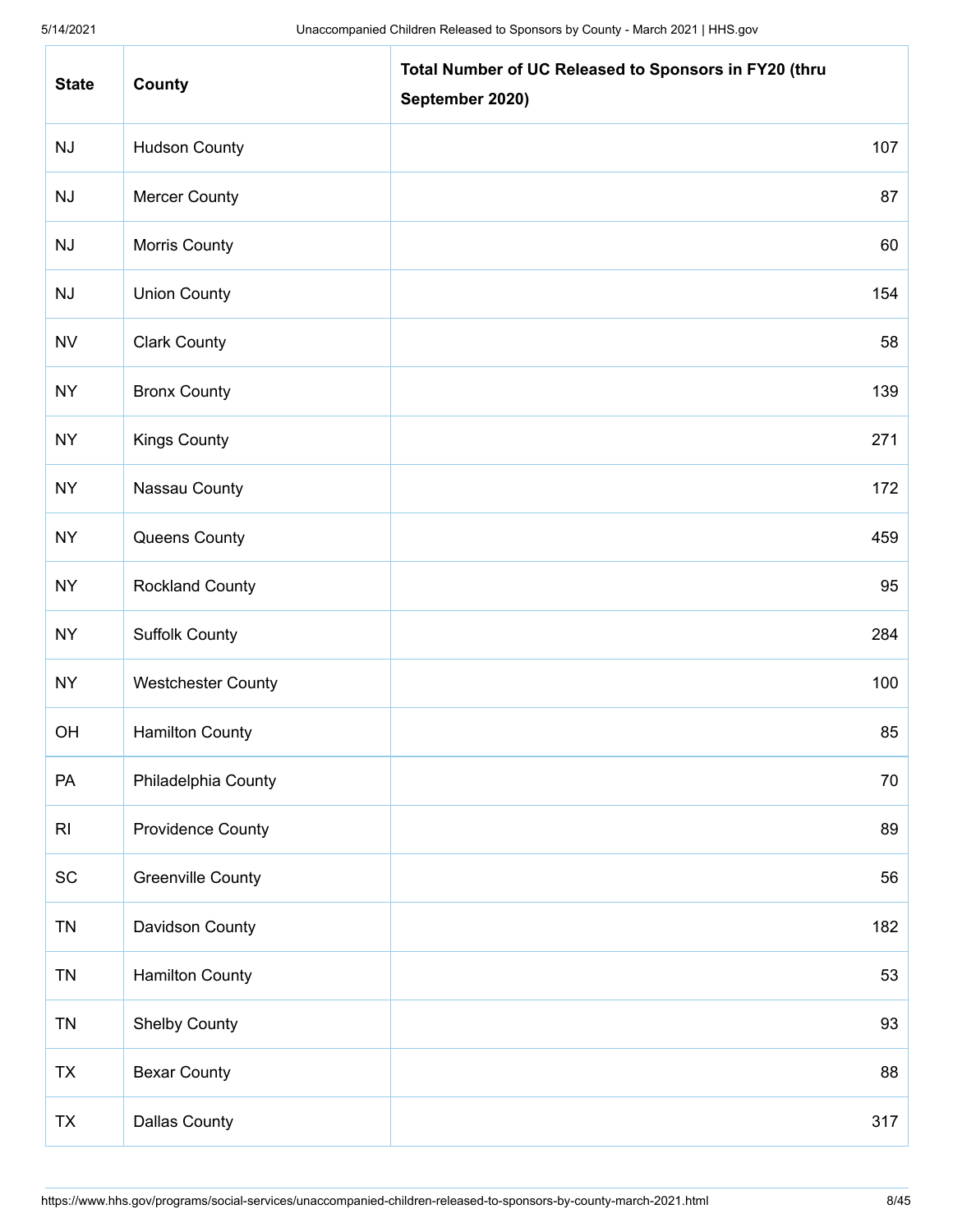| State | County | Total Number of UC Released to Sponsors in FY20 (thru September 2020) |
|---|---|---|
| NJ | Hudson County | 107 |
| NJ | Mercer County | 87 |
| NJ | Morris County | 60 |
| NJ | Union County | 154 |
| NV | Clark County | 58 |
| NY | Bronx County | 139 |
| NY | Kings County | 271 |
| NY | Nassau County | 172 |
| NY | Queens County | 459 |
| NY | Rockland County | 95 |
| NY | Suffolk County | 284 |
| NY | Westchester County | 100 |
| OH | Hamilton County | 85 |
| PA | Philadelphia County | 70 |
| RI | Providence County | 89 |
| SC | Greenville County | 56 |
| TN | Davidson County | 182 |
| TN | Hamilton County | 53 |
| TN | Shelby County | 93 |
| TX | Bexar County | 88 |
| TX | Dallas County | 317 |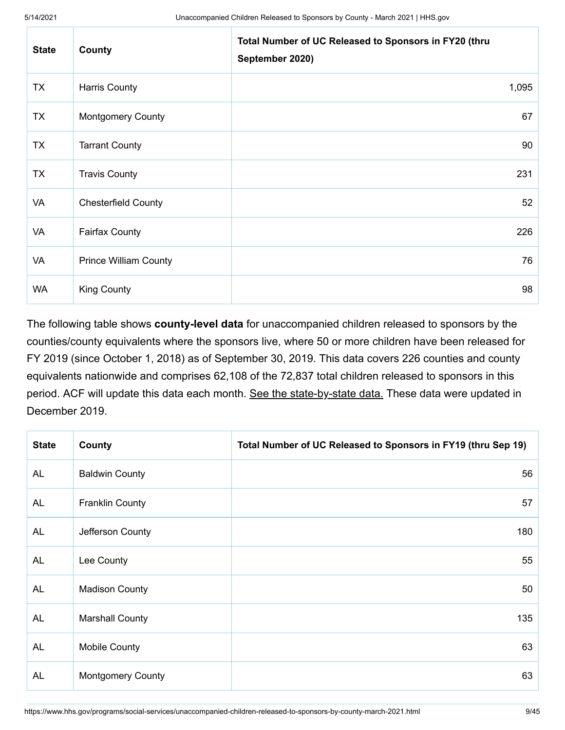| State | County | Total Number of UC Released to Sponsors in FY20 (thru September 2020) |
|---|---|---|
| TX | Harris County | 1,095 |
| TX | Montgomery County | 67 |
| TX | Tarrant County | 90 |
| TX | Travis County | 231 |
| VA | Chesterfield County | 52 |
| VA | Fairfax County | 226 |
| VA | Prince William County | 76 |
| WA | King County | 98 |

The following table shows **county-level data** for unaccompanied children released to sponsors by the counties/county equivalents where the sponsors live, where 50 or more children have been released for FY 2019 (since October 1, 2018) as of September 30, 2019. This data covers 226 counties and county equivalents nationwide and comprises 62,108 of the 72,837 total children released to sponsors in this period. ACF will update this data each month. See the state-by-state data. These data were updated in December 2019.

| State | County | Total Number of UC Released to Sponsors in FY19 (thru Sep 19) |
|---|---|---|
| AL | Baldwin County | 56 |
| AL | Franklin County | 57 |
| AL | Jefferson County | 180 |
| AL | Lee County | 55 |
| AL | Madison County | 50 |
| AL | Marshall County | 135 |
| AL | Mobile County | 63 |
| AL | Montgomery County | 63 |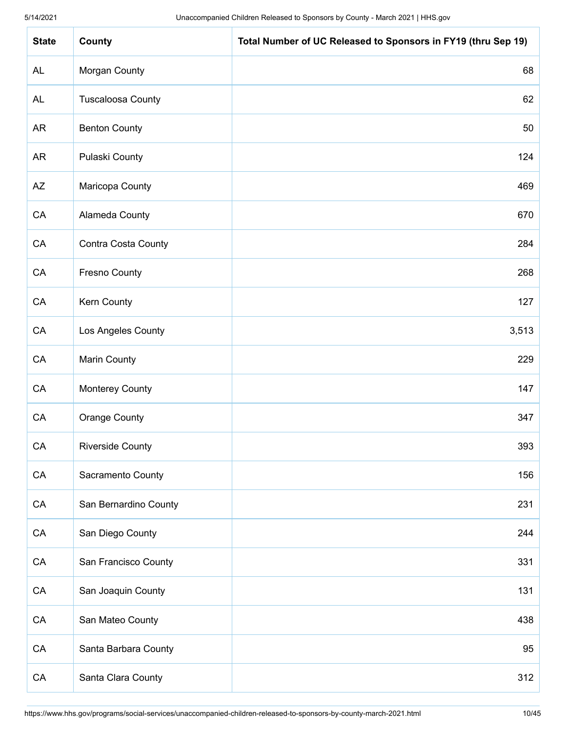| State | County | Total Number of UC Released to Sponsors in FY19 (thru Sep 19) |
|---|---|---|
| AL | Morgan County | 68 |
| AL | Tuscaloosa County | 62 |
| AR | Benton County | 50 |
| AR | Pulaski County | 124 |
| AZ | Maricopa County | 469 |
| CA | Alameda County | 670 |
| CA | Contra Costa County | 284 |
| CA | Fresno County | 268 |
| CA | Kern County | 127 |
| CA | Los Angeles County | 3,513 |
| CA | Marin County | 229 |
| CA | Monterey County | 147 |
| CA | Orange County | 347 |
| CA | Riverside County | 393 |
| CA | Sacramento County | 156 |
| CA | San Bernardino County | 231 |
| CA | San Diego County | 244 |
| CA | San Francisco County | 331 |
| CA | San Joaquin County | 131 |
| CA | San Mateo County | 438 |
| CA | Santa Barbara County | 95 |
| CA | Santa Clara County | 312 |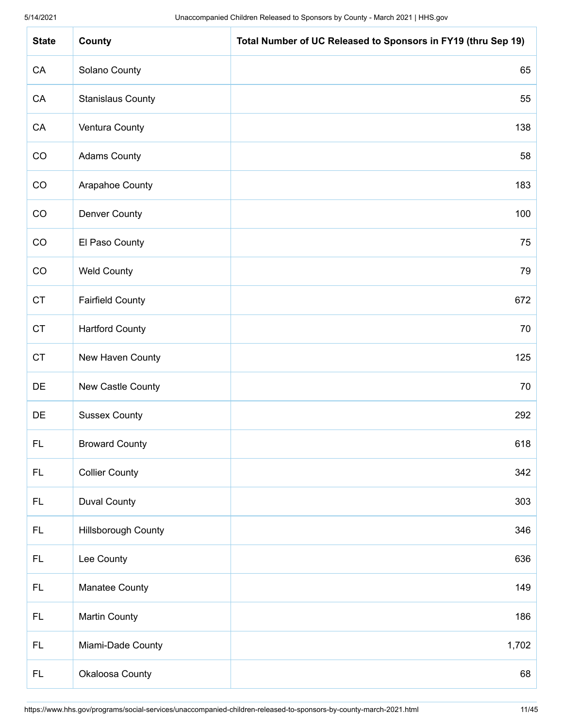| State | County | Total Number of UC Released to Sponsors in FY19 (thru Sep 19) |
|---|---|---|
| CA | Solano County | 65 |
| CA | Stanislaus County | 55 |
| CA | Ventura County | 138 |
| CO | Adams County | 58 |
| CO | Arapahoe County | 183 |
| CO | Denver County | 100 |
| CO | El Paso County | 75 |
| CO | Weld County | 79 |
| CT | Fairfield County | 672 |
| CT | Hartford County | 70 |
| CT | New Haven County | 125 |
| DE | New Castle County | 70 |
| DE | Sussex County | 292 |
| FL | Broward County | 618 |
| FL | Collier County | 342 |
| FL | Duval County | 303 |
| FL | Hillsborough County | 346 |
| FL | Lee County | 636 |
| FL | Manatee County | 149 |
| FL | Martin County | 186 |
| FL | Miami-Dade County | 1,702 |
| FL | Okaloosa County | 68 |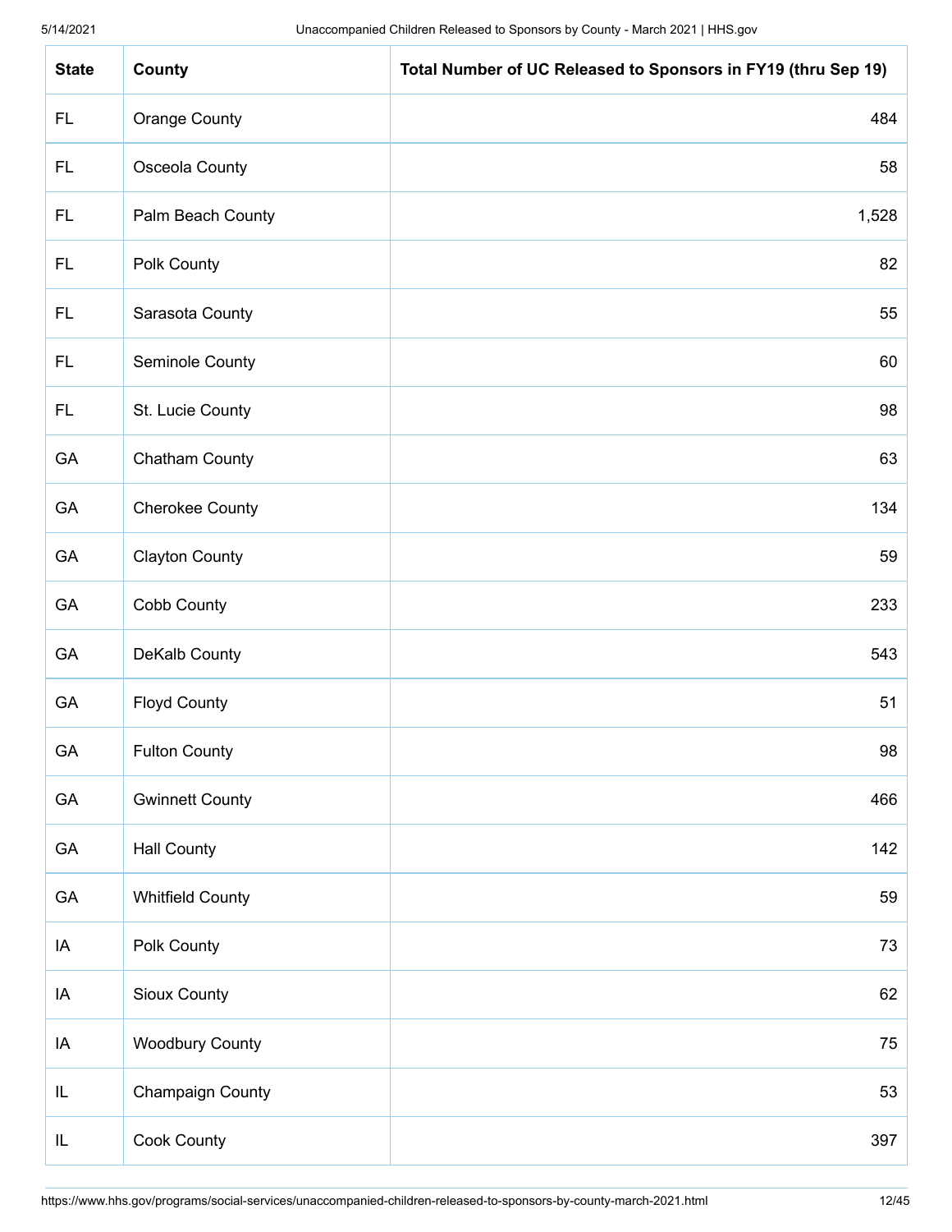| State | County | Total Number of UC Released to Sponsors in FY19 (thru Sep 19) |
| --- | --- | --- |
| FL | Orange County | 484 |
| FL | Osceola County | 58 |
| FL | Palm Beach County | 1,528 |
| FL | Polk County | 82 |
| FL | Sarasota County | 55 |
| FL | Seminole County | 60 |
| FL | St. Lucie County | 98 |
| GA | Chatham County | 63 |
| GA | Cherokee County | 134 |
| GA | Clayton County | 59 |
| GA | Cobb County | 233 |
| GA | DeKalb County | 543 |
| GA | Floyd County | 51 |
| GA | Fulton County | 98 |
| GA | Gwinnett County | 466 |
| GA | Hall County | 142 |
| GA | Whitfield County | 59 |
| IA | Polk County | 73 |
| IA | Sioux County | 62 |
| IA | Woodbury County | 75 |
| IL | Champaign County | 53 |
| IL | Cook County | 397 |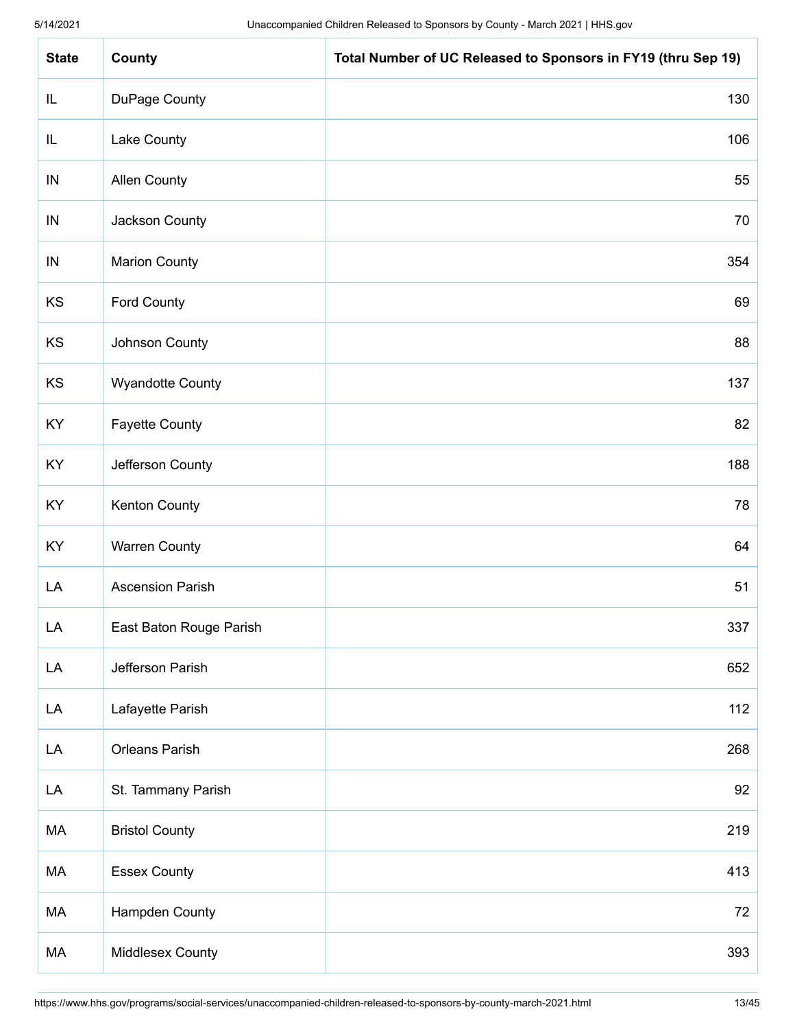| State | County | Total Number of UC Released to Sponsors in FY19 (thru Sep 19) |
|---|---|---|
| IL | DuPage County | 130 |
| IL | Lake County | 106 |
| IN | Allen County | 55 |
| IN | Jackson County | 70 |
| IN | Marion County | 354 |
| KS | Ford County | 69 |
| KS | Johnson County | 88 |
| KS | Wyandotte County | 137 |
| KY | Fayette County | 82 |
| KY | Jefferson County | 188 |
| KY | Kenton County | 78 |
| KY | Warren County | 64 |
| LA | Ascension Parish | 51 |
| LA | East Baton Rouge Parish | 337 |
| LA | Jefferson Parish | 652 |
| LA | Lafayette Parish | 112 |
| LA | Orleans Parish | 268 |
| LA | St. Tammany Parish | 92 |
| MA | Bristol County | 219 |
| MA | Essex County | 413 |
| MA | Hampden County | 72 |
| MA | Middlesex County | 393 |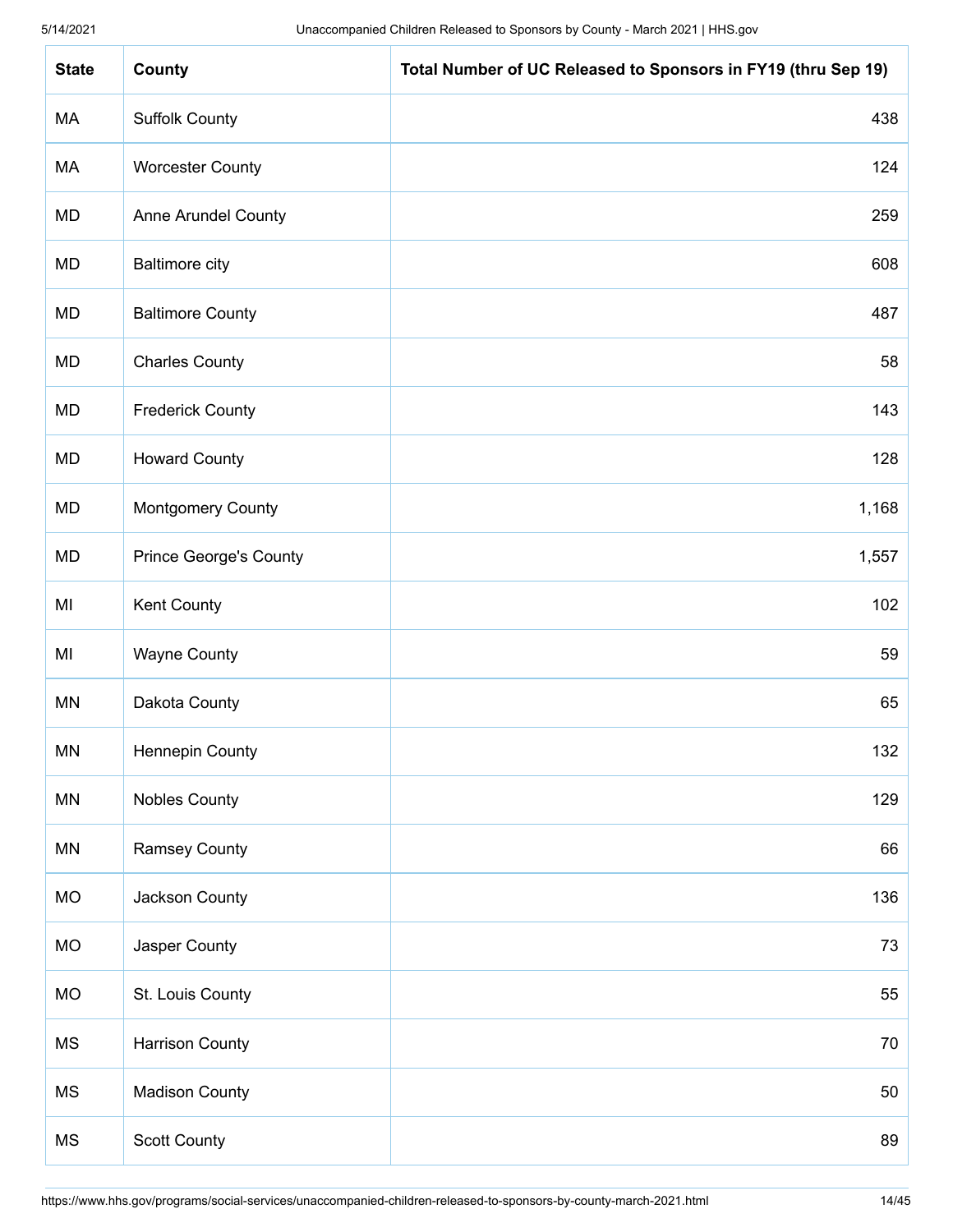| State | County | Total Number of UC Released to Sponsors in FY19 (thru Sep 19) |
|---|---|---|
| MA | Suffolk County | 438 |
| MA | Worcester County | 124 |
| MD | Anne Arundel County | 259 |
| MD | Baltimore city | 608 |
| MD | Baltimore County | 487 |
| MD | Charles County | 58 |
| MD | Frederick County | 143 |
| MD | Howard County | 128 |
| MD | Montgomery County | 1,168 |
| MD | Prince George's County | 1,557 |
| MI | Kent County | 102 |
| MI | Wayne County | 59 |
| MN | Dakota County | 65 |
| MN | Hennepin County | 132 |
| MN | Nobles County | 129 |
| MN | Ramsey County | 66 |
| MO | Jackson County | 136 |
| MO | Jasper County | 73 |
| MO | St. Louis County | 55 |
| MS | Harrison County | 70 |
| MS | Madison County | 50 |
| MS | Scott County | 89 |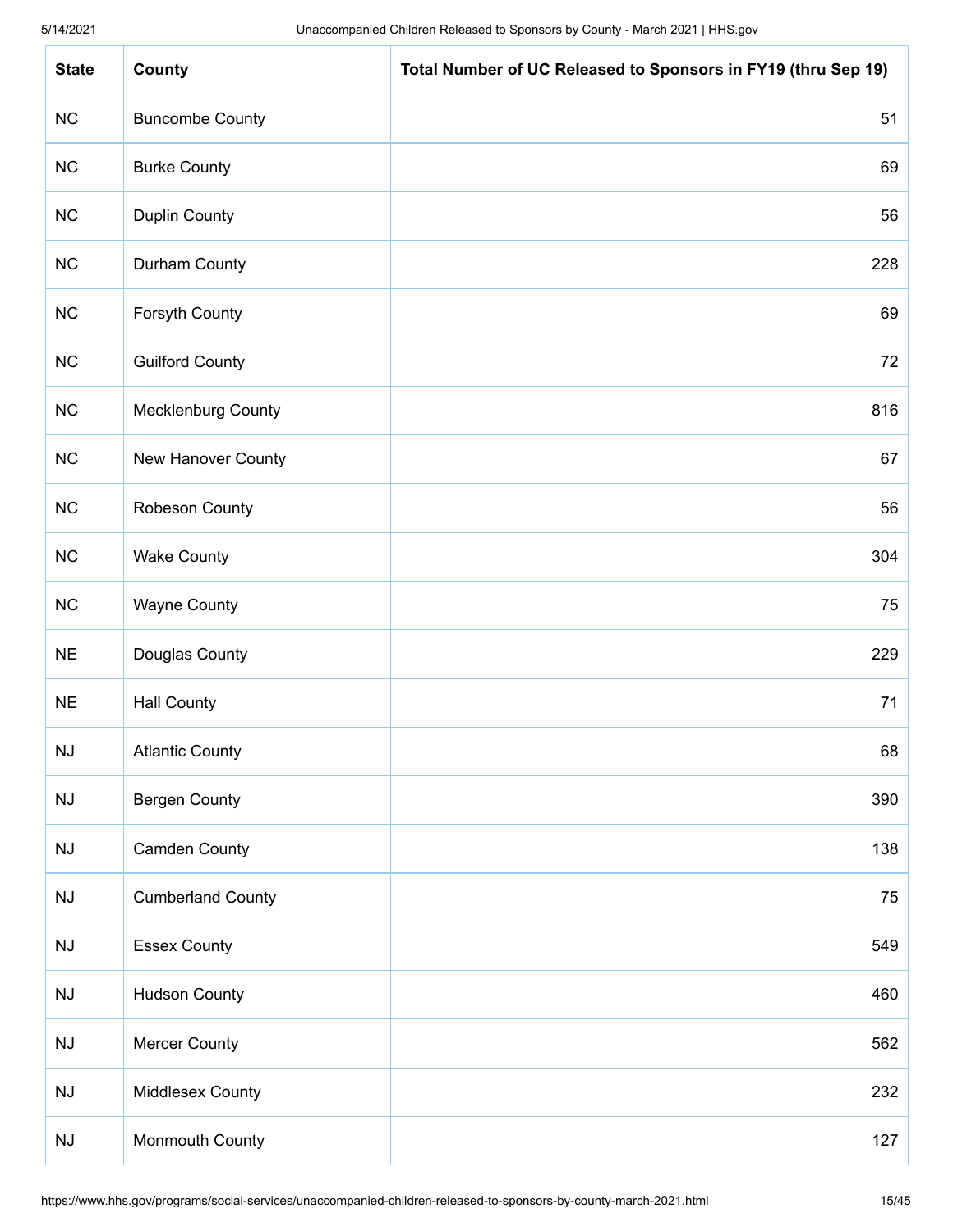| State | County | Total Number of UC Released to Sponsors in FY19 (thru Sep 19) |
|---|---|---|
| NC | Buncombe County | 51 |
| NC | Burke County | 69 |
| NC | Duplin County | 56 |
| NC | Durham County | 228 |
| NC | Forsyth County | 69 |
| NC | Guilford County | 72 |
| NC | Mecklenburg County | 816 |
| NC | New Hanover County | 67 |
| NC | Robeson County | 56 |
| NC | Wake County | 304 |
| NC | Wayne County | 75 |
| NE | Douglas County | 229 |
| NE | Hall County | 71 |
| NJ | Atlantic County | 68 |
| NJ | Bergen County | 390 |
| NJ | Camden County | 138 |
| NJ | Cumberland County | 75 |
| NJ | Essex County | 549 |
| NJ | Hudson County | 460 |
| NJ | Mercer County | 562 |
| NJ | Middlesex County | 232 |
| NJ | Monmouth County | 127 |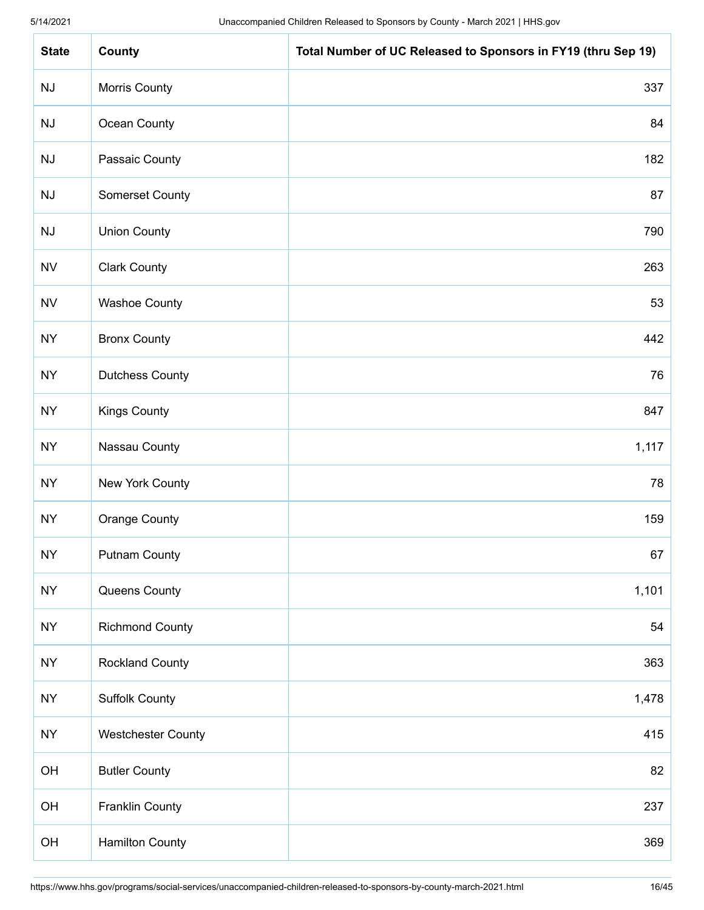| State | County | Total Number of UC Released to Sponsors in FY19 (thru Sep 19) |
| --- | --- | --- |
| NJ | Morris County | 337 |
| NJ | Ocean County | 84 |
| NJ | Passaic County | 182 |
| NJ | Somerset County | 87 |
| NJ | Union County | 790 |
| NV | Clark County | 263 |
| NV | Washoe County | 53 |
| NY | Bronx County | 442 |
| NY | Dutchess County | 76 |
| NY | Kings County | 847 |
| NY | Nassau County | 1,117 |
| NY | New York County | 78 |
| NY | Orange County | 159 |
| NY | Putnam County | 67 |
| NY | Queens County | 1,101 |
| NY | Richmond County | 54 |
| NY | Rockland County | 363 |
| NY | Suffolk County | 1,478 |
| NY | Westchester County | 415 |
| OH | Butler County | 82 |
| OH | Franklin County | 237 |
| OH | Hamilton County | 369 |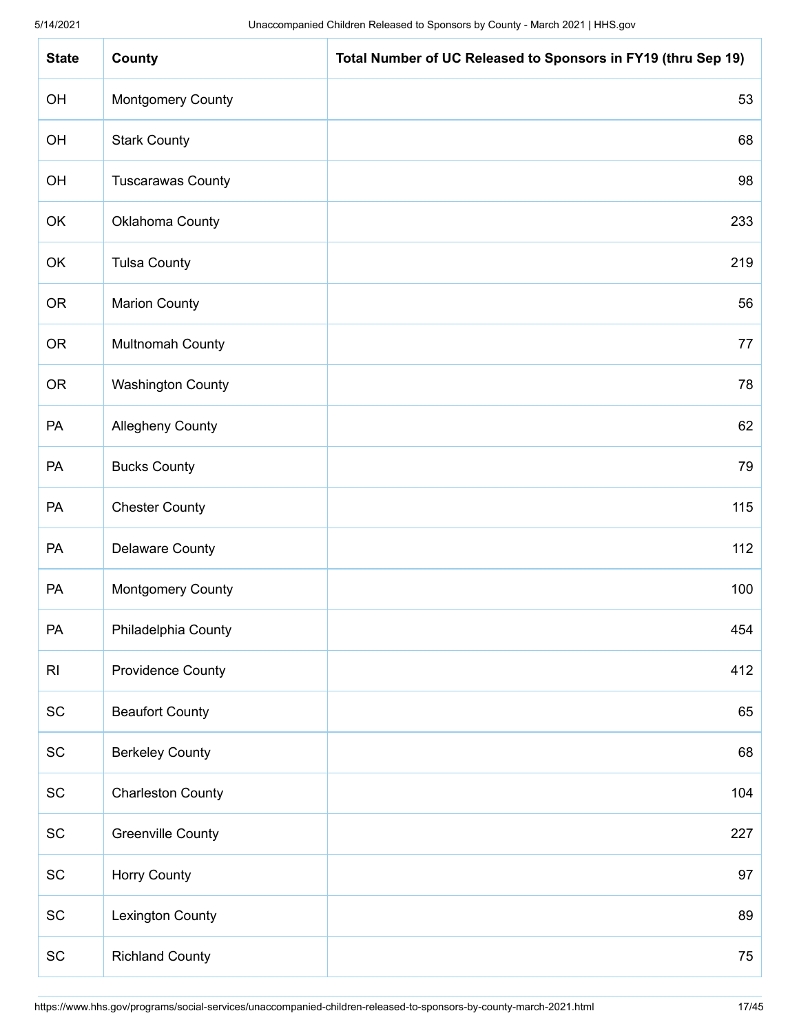| State | County | Total Number of UC Released to Sponsors in FY19 (thru Sep 19) |
|---|---|---|
| OH | Montgomery County | 53 |
| OH | Stark County | 68 |
| OH | Tuscarawas County | 98 |
| OK | Oklahoma County | 233 |
| OK | Tulsa County | 219 |
| OR | Marion County | 56 |
| OR | Multnomah County | 77 |
| OR | Washington County | 78 |
| PA | Allegheny County | 62 |
| PA | Bucks County | 79 |
| PA | Chester County | 115 |
| PA | Delaware County | 112 |
| PA | Montgomery County | 100 |
| PA | Philadelphia County | 454 |
| RI | Providence County | 412 |
| SC | Beaufort County | 65 |
| SC | Berkeley County | 68 |
| SC | Charleston County | 104 |
| SC | Greenville County | 227 |
| SC | Horry County | 97 |
| SC | Lexington County | 89 |
| SC | Richland County | 75 |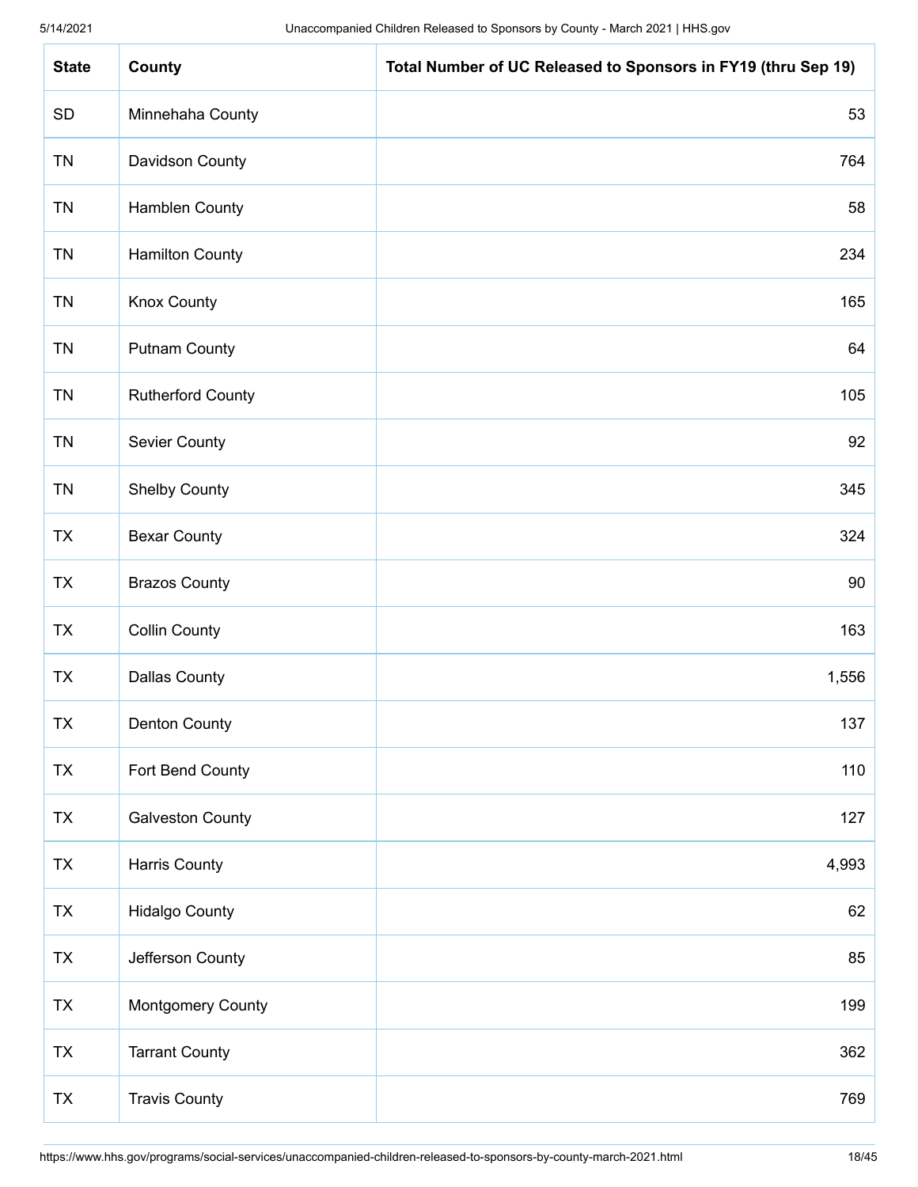| State | County | Total Number of UC Released to Sponsors in FY19 (thru Sep 19) |
|---|---|---|
| SD | Minnehaha County | 53 |
| TN | Davidson County | 764 |
| TN | Hamblen County | 58 |
| TN | Hamilton County | 234 |
| TN | Knox County | 165 |
| TN | Putnam County | 64 |
| TN | Rutherford County | 105 |
| TN | Sevier County | 92 |
| TN | Shelby County | 345 |
| TX | Bexar County | 324 |
| TX | Brazos County | 90 |
| TX | Collin County | 163 |
| TX | Dallas County | 1,556 |
| TX | Denton County | 137 |
| TX | Fort Bend County | 110 |
| TX | Galveston County | 127 |
| TX | Harris County | 4,993 |
| TX | Hidalgo County | 62 |
| TX | Jefferson County | 85 |
| TX | Montgomery County | 199 |
| TX | Tarrant County | 362 |
| TX | Travis County | 769 |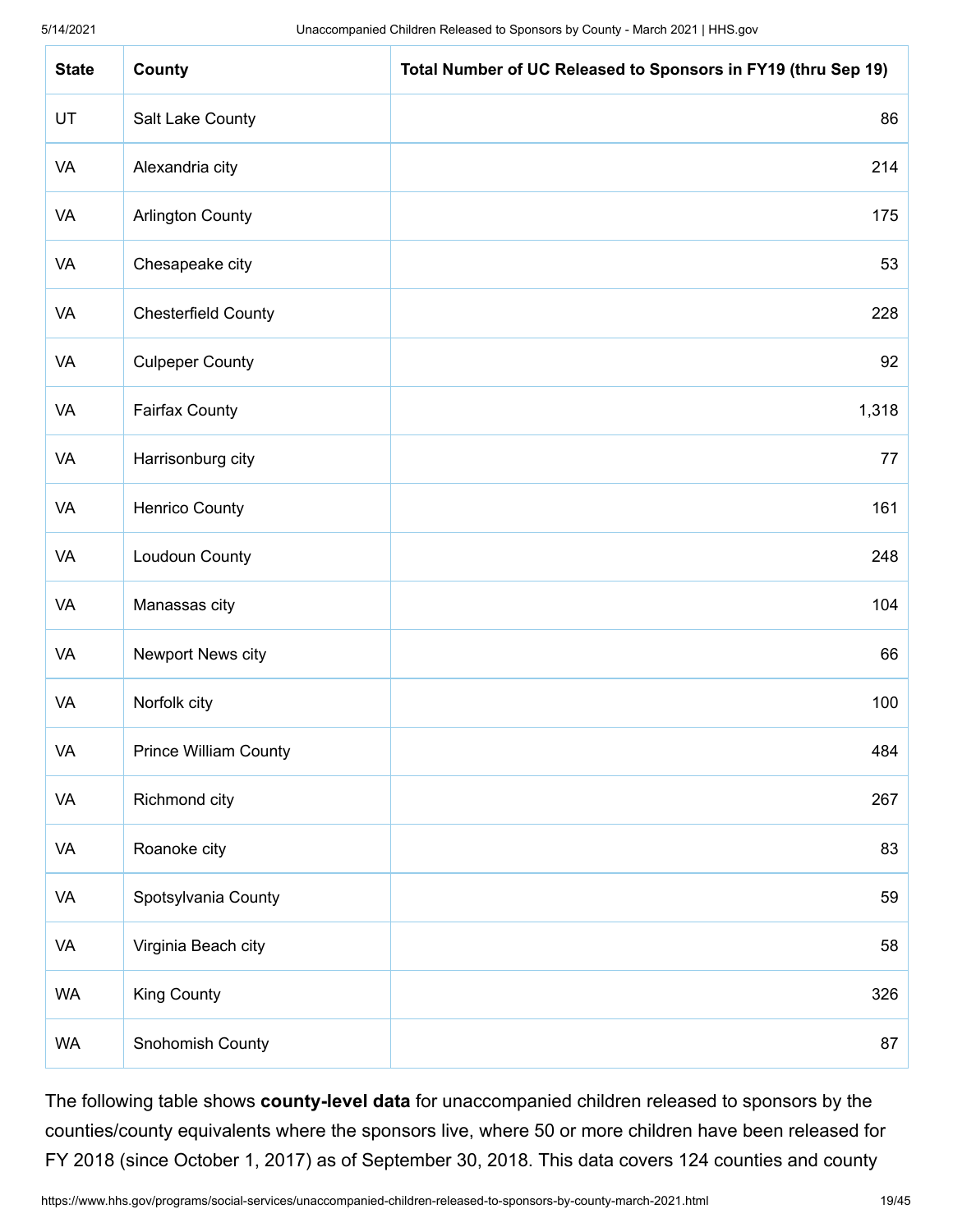| State | County | Total Number of UC Released to Sponsors in FY19 (thru Sep 19) |
|---|---|---|
| UT | Salt Lake County | 86 |
| VA | Alexandria city | 214 |
| VA | Arlington County | 175 |
| VA | Chesapeake city | 53 |
| VA | Chesterfield County | 228 |
| VA | Culpeper County | 92 |
| VA | Fairfax County | 1,318 |
| VA | Harrisonburg city | 77 |
| VA | Henrico County | 161 |
| VA | Loudoun County | 248 |
| VA | Manassas city | 104 |
| VA | Newport News city | 66 |
| VA | Norfolk city | 100 |
| VA | Prince William County | 484 |
| VA | Richmond city | 267 |
| VA | Roanoke city | 83 |
| VA | Spotsylvania County | 59 |
| VA | Virginia Beach city | 58 |
| WA | King County | 326 |
| WA | Snohomish County | 87 |

The following table shows **county-level data** for unaccompanied children released to sponsors by the counties/county equivalents where the sponsors live, where 50 or more children have been released for FY 2018 (since October 1, 2017) as of September 30, 2018. This data covers 124 counties and county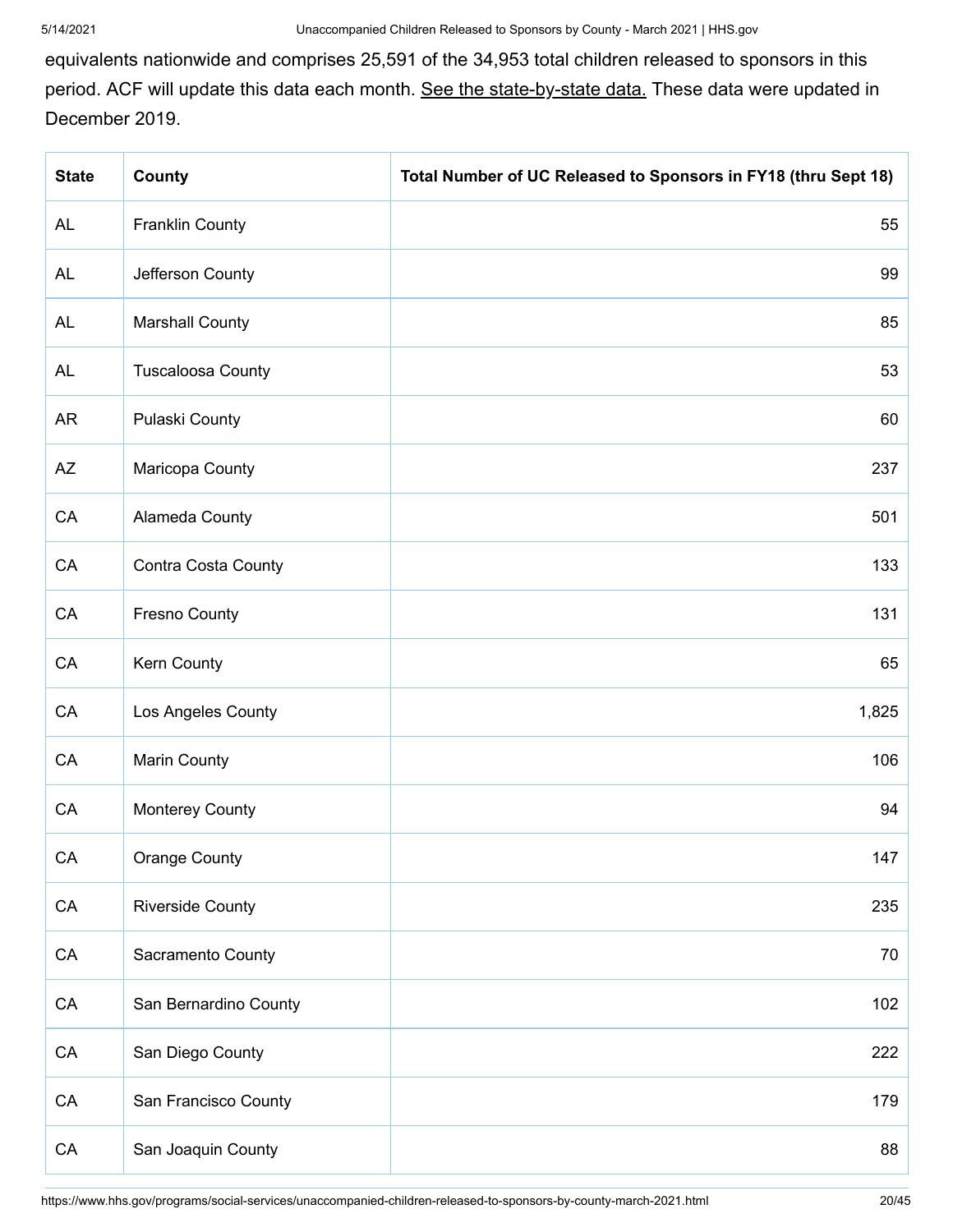equivalents nationwide and comprises 25,591 of the 34,953 total children released to sponsors in this period. ACF will update this data each month. See the state-by-state data. These data were updated in December 2019.

| State | County | Total Number of UC Released to Sponsors in FY18 (thru Sept 18) |
|---|---|---|
| AL | Franklin County | 55 |
| AL | Jefferson County | 99 |
| AL | Marshall County | 85 |
| AL | Tuscaloosa County | 53 |
| AR | Pulaski County | 60 |
| AZ | Maricopa County | 237 |
| CA | Alameda County | 501 |
| CA | Contra Costa County | 133 |
| CA | Fresno County | 131 |
| CA | Kern County | 65 |
| CA | Los Angeles County | 1,825 |
| CA | Marin County | 106 |
| CA | Monterey County | 94 |
| CA | Orange County | 147 |
| CA | Riverside County | 235 |
| CA | Sacramento County | 70 |
| CA | San Bernardino County | 102 |
| CA | San Diego County | 222 |
| CA | San Francisco County | 179 |
| CA | San Joaquin County | 88 |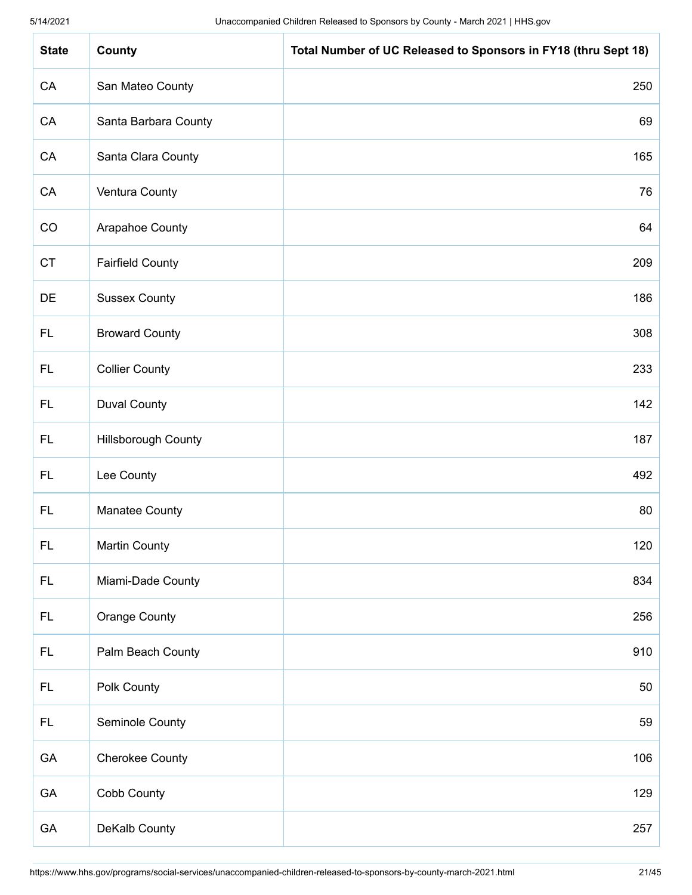| State | County | Total Number of UC Released to Sponsors in FY18 (thru Sept 18) |
|---|---|---|
| CA | San Mateo County | 250 |
| CA | Santa Barbara County | 69 |
| CA | Santa Clara County | 165 |
| CA | Ventura County | 76 |
| CO | Arapahoe County | 64 |
| CT | Fairfield County | 209 |
| DE | Sussex County | 186 |
| FL | Broward County | 308 |
| FL | Collier County | 233 |
| FL | Duval County | 142 |
| FL | Hillsborough County | 187 |
| FL | Lee County | 492 |
| FL | Manatee County | 80 |
| FL | Martin County | 120 |
| FL | Miami-Dade County | 834 |
| FL | Orange County | 256 |
| FL | Palm Beach County | 910 |
| FL | Polk County | 50 |
| FL | Seminole County | 59 |
| GA | Cherokee County | 106 |
| GA | Cobb County | 129 |
| GA | DeKalb County | 257 |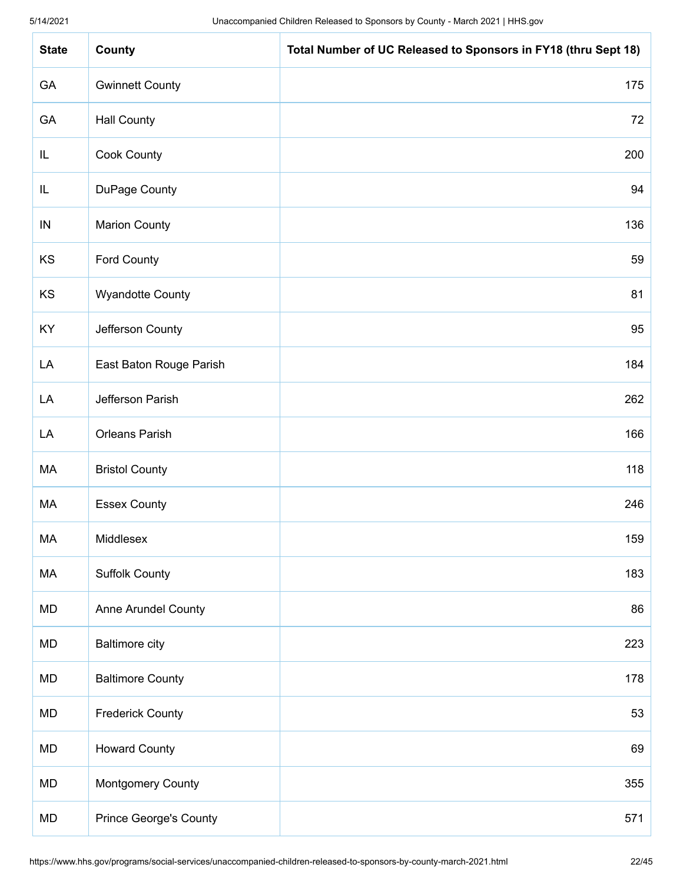| State | County | Total Number of UC Released to Sponsors in FY18 (thru Sept 18) |
|---|---|---|
| GA | Gwinnett County | 175 |
| GA | Hall County | 72 |
| IL | Cook County | 200 |
| IL | DuPage County | 94 |
| IN | Marion County | 136 |
| KS | Ford County | 59 |
| KS | Wyandotte County | 81 |
| KY | Jefferson County | 95 |
| LA | East Baton Rouge Parish | 184 |
| LA | Jefferson Parish | 262 |
| LA | Orleans Parish | 166 |
| MA | Bristol County | 118 |
| MA | Essex County | 246 |
| MA | Middlesex | 159 |
| MA | Suffolk County | 183 |
| MD | Anne Arundel County | 86 |
| MD | Baltimore city | 223 |
| MD | Baltimore County | 178 |
| MD | Frederick County | 53 |
| MD | Howard County | 69 |
| MD | Montgomery County | 355 |
| MD | Prince George's County | 571 |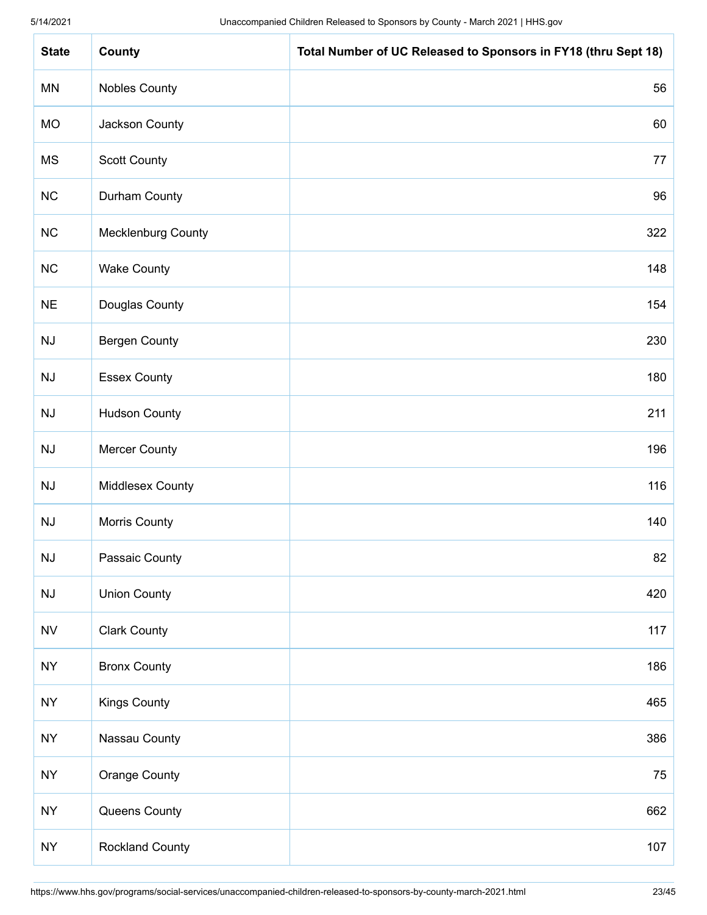| State | County | Total Number of UC Released to Sponsors in FY18 (thru Sept 18) |
|---|---|---|
| MN | Nobles County | 56 |
| MO | Jackson County | 60 |
| MS | Scott County | 77 |
| NC | Durham County | 96 |
| NC | Mecklenburg County | 322 |
| NC | Wake County | 148 |
| NE | Douglas County | 154 |
| NJ | Bergen County | 230 |
| NJ | Essex County | 180 |
| NJ | Hudson County | 211 |
| NJ | Mercer County | 196 |
| NJ | Middlesex County | 116 |
| NJ | Morris County | 140 |
| NJ | Passaic County | 82 |
| NJ | Union County | 420 |
| NV | Clark County | 117 |
| NY | Bronx County | 186 |
| NY | Kings County | 465 |
| NY | Nassau County | 386 |
| NY | Orange County | 75 |
| NY | Queens County | 662 |
| NY | Rockland County | 107 |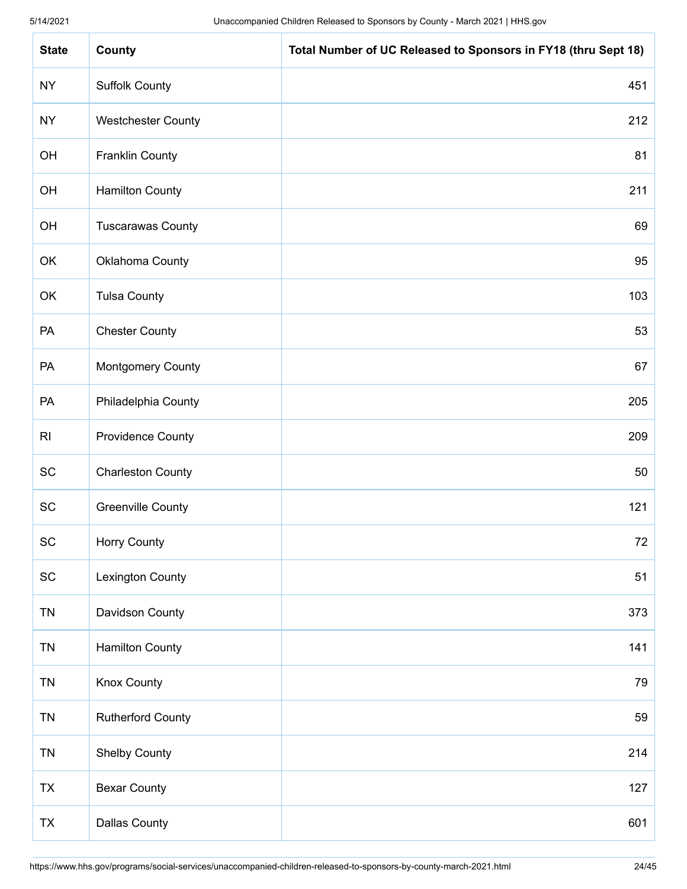| State | County | Total Number of UC Released to Sponsors in FY18 (thru Sept 18) |
| --- | --- | --- |
| NY | Suffolk County | 451 |
| NY | Westchester County | 212 |
| OH | Franklin County | 81 |
| OH | Hamilton County | 211 |
| OH | Tuscarawas County | 69 |
| OK | Oklahoma County | 95 |
| OK | Tulsa County | 103 |
| PA | Chester County | 53 |
| PA | Montgomery County | 67 |
| PA | Philadelphia County | 205 |
| RI | Providence County | 209 |
| SC | Charleston County | 50 |
| SC | Greenville County | 121 |
| SC | Horry County | 72 |
| SC | Lexington County | 51 |
| TN | Davidson County | 373 |
| TN | Hamilton County | 141 |
| TN | Knox County | 79 |
| TN | Rutherford County | 59 |
| TN | Shelby County | 214 |
| TX | Bexar County | 127 |
| TX | Dallas County | 601 |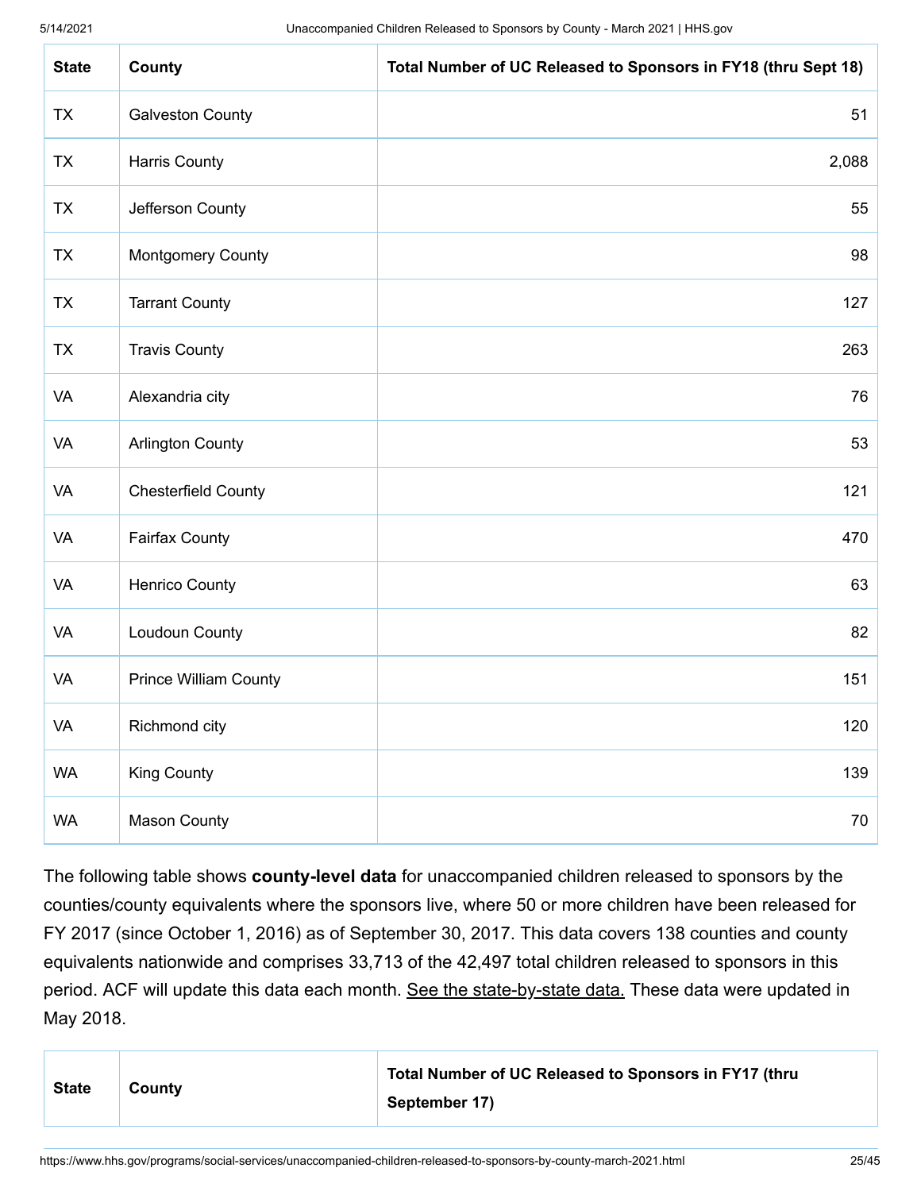| State | County | Total Number of UC Released to Sponsors in FY18 (thru Sept 18) |
|---|---|---|
| TX | Galveston County | 51 |
| TX | Harris County | 2,088 |
| TX | Jefferson County | 55 |
| TX | Montgomery County | 98 |
| TX | Tarrant County | 127 |
| TX | Travis County | 263 |
| VA | Alexandria city | 76 |
| VA | Arlington County | 53 |
| VA | Chesterfield County | 121 |
| VA | Fairfax County | 470 |
| VA | Henrico County | 63 |
| VA | Loudoun County | 82 |
| VA | Prince William County | 151 |
| VA | Richmond city | 120 |
| WA | King County | 139 |
| WA | Mason County | 70 |

The following table shows **county-level data** for unaccompanied children released to sponsors by the counties/county equivalents where the sponsors live, where 50 or more children have been released for FY 2017 (since October 1, 2016) as of September 30, 2017. This data covers 138 counties and county equivalents nationwide and comprises 33,713 of the 42,497 total children released to sponsors in this period. ACF will update this data each month. See the state-by-state data. These data were updated in May 2018.

| State | County | Total Number of UC Released to Sponsors in FY17 (thru September 17) |
|---|---|---|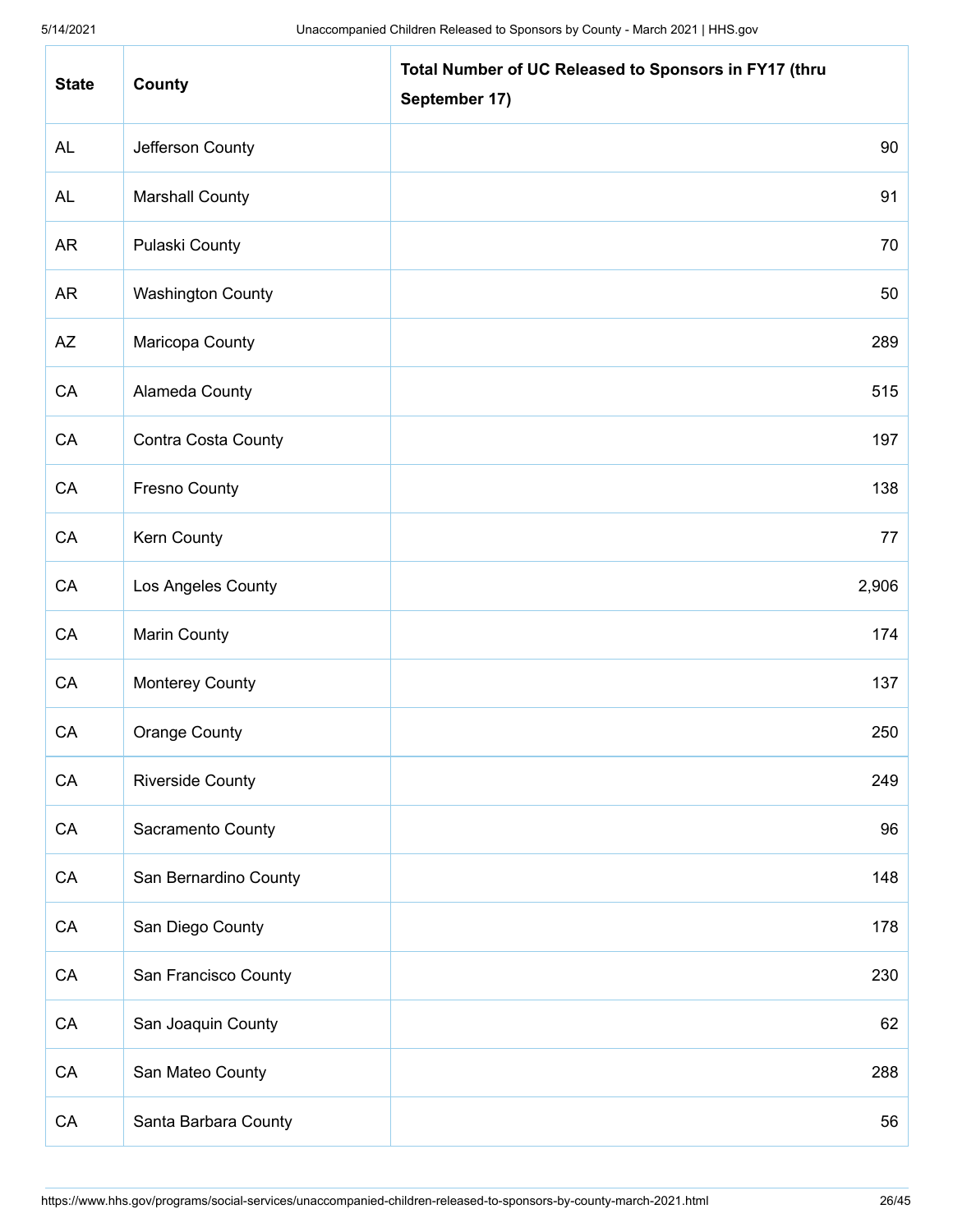| State | County | Total Number of UC Released to Sponsors in FY17 (thru September 17) |
|---|---|---|
| AL | Jefferson County | 90 |
| AL | Marshall County | 91 |
| AR | Pulaski County | 70 |
| AR | Washington County | 50 |
| AZ | Maricopa County | 289 |
| CA | Alameda County | 515 |
| CA | Contra Costa County | 197 |
| CA | Fresno County | 138 |
| CA | Kern County | 77 |
| CA | Los Angeles County | 2,906 |
| CA | Marin County | 174 |
| CA | Monterey County | 137 |
| CA | Orange County | 250 |
| CA | Riverside County | 249 |
| CA | Sacramento County | 96 |
| CA | San Bernardino County | 148 |
| CA | San Diego County | 178 |
| CA | San Francisco County | 230 |
| CA | San Joaquin County | 62 |
| CA | San Mateo County | 288 |
| CA | Santa Barbara County | 56 |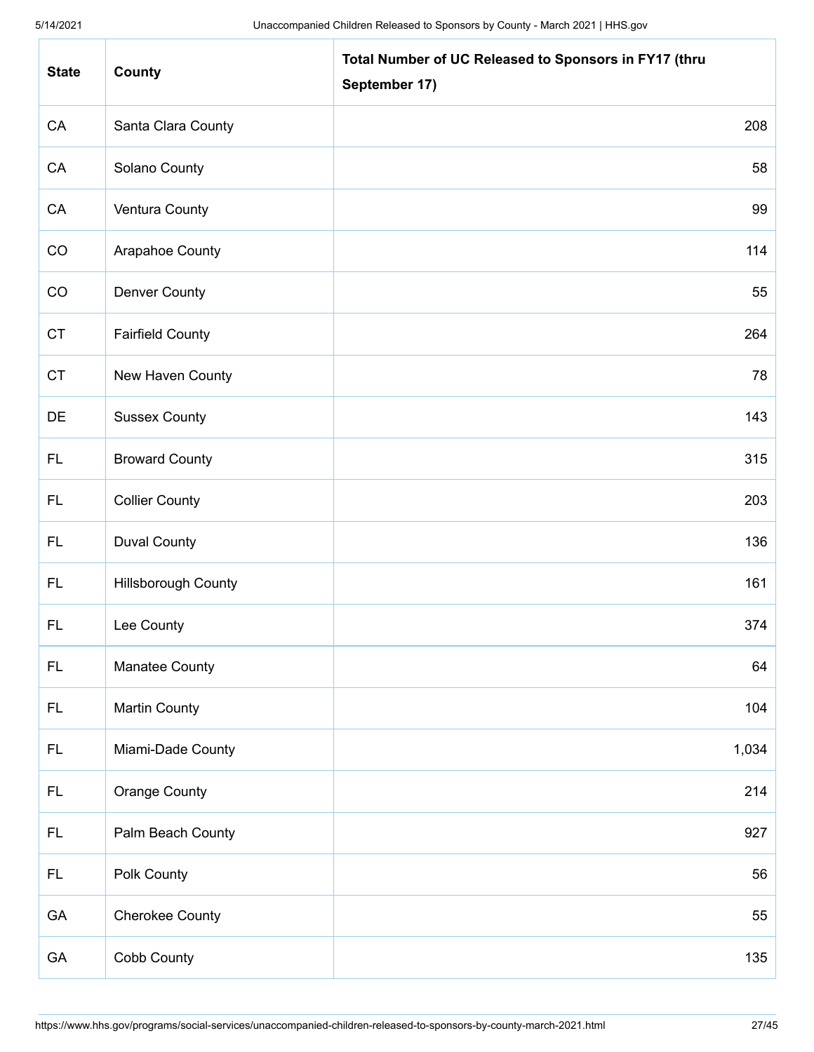| State | County | Total Number of UC Released to Sponsors in FY17 (thru September 17) |
| --- | --- | --- |
| CA | Santa Clara County | 208 |
| CA | Solano County | 58 |
| CA | Ventura County | 99 |
| CO | Arapahoe County | 114 |
| CO | Denver County | 55 |
| CT | Fairfield County | 264 |
| CT | New Haven County | 78 |
| DE | Sussex County | 143 |
| FL | Broward County | 315 |
| FL | Collier County | 203 |
| FL | Duval County | 136 |
| FL | Hillsborough County | 161 |
| FL | Lee County | 374 |
| FL | Manatee County | 64 |
| FL | Martin County | 104 |
| FL | Miami-Dade County | 1,034 |
| FL | Orange County | 214 |
| FL | Palm Beach County | 927 |
| FL | Polk County | 56 |
| GA | Cherokee County | 55 |
| GA | Cobb County | 135 |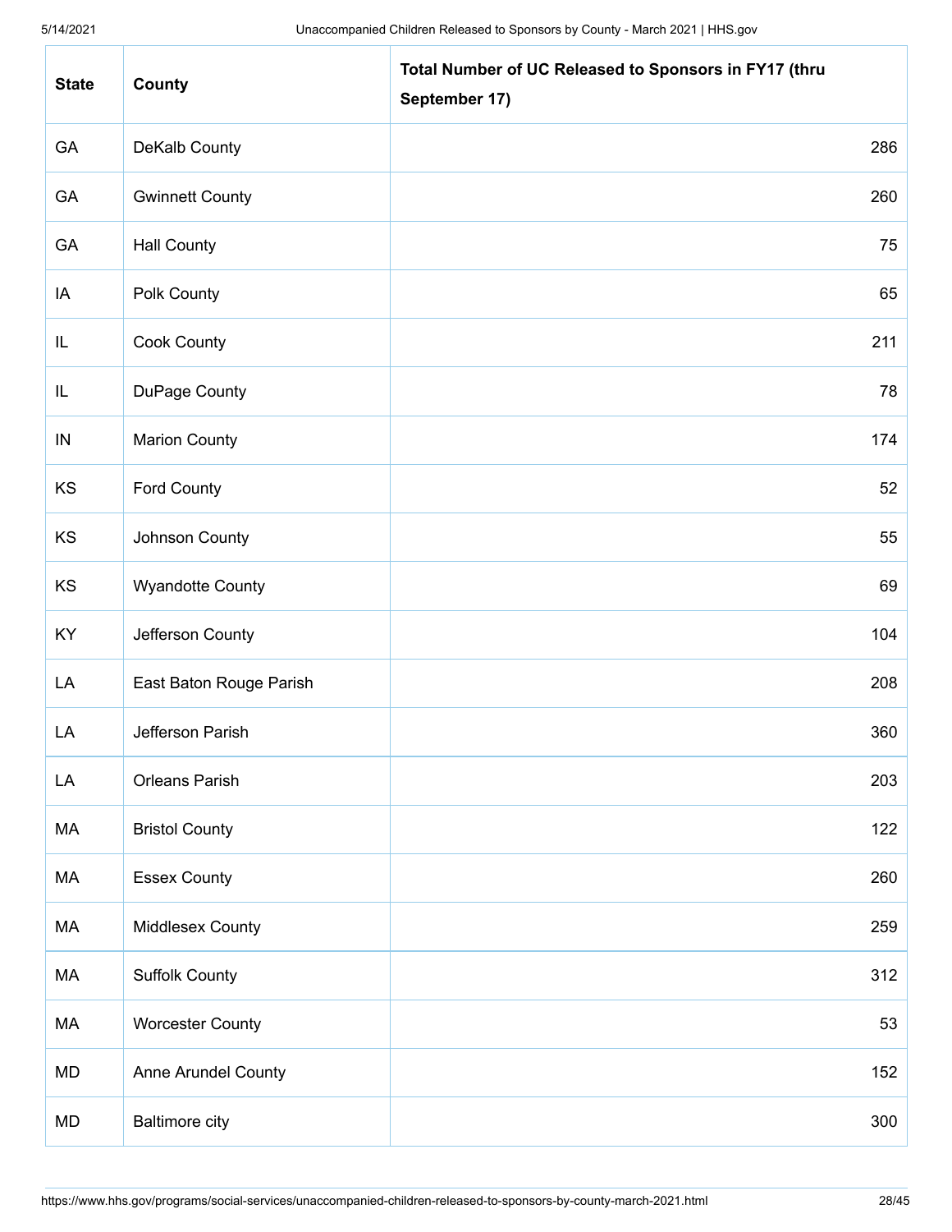| State | County | Total Number of UC Released to Sponsors in FY17 (thru September 17) |
|---|---|---|
| GA | DeKalb County | 286 |
| GA | Gwinnett County | 260 |
| GA | Hall County | 75 |
| IA | Polk County | 65 |
| IL | Cook County | 211 |
| IL | DuPage County | 78 |
| IN | Marion County | 174 |
| KS | Ford County | 52 |
| KS | Johnson County | 55 |
| KS | Wyandotte County | 69 |
| KY | Jefferson County | 104 |
| LA | East Baton Rouge Parish | 208 |
| LA | Jefferson Parish | 360 |
| LA | Orleans Parish | 203 |
| MA | Bristol County | 122 |
| MA | Essex County | 260 |
| MA | Middlesex County | 259 |
| MA | Suffolk County | 312 |
| MA | Worcester County | 53 |
| MD | Anne Arundel County | 152 |
| MD | Baltimore city | 300 |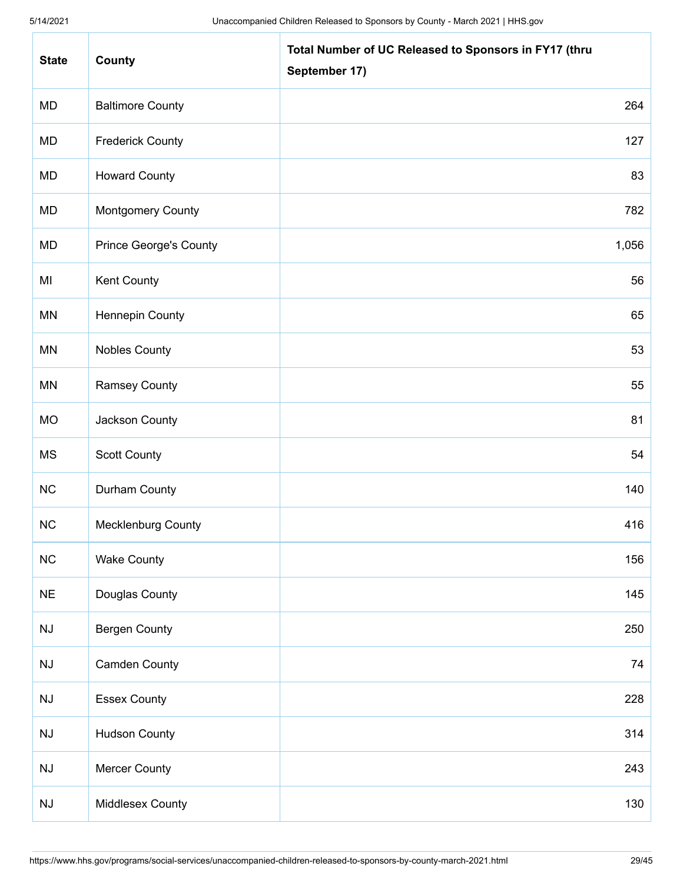| State | County | Total Number of UC Released to Sponsors in FY17 (thru September 17) |
|---|---|---|
| MD | Baltimore County | 264 |
| MD | Frederick County | 127 |
| MD | Howard County | 83 |
| MD | Montgomery County | 782 |
| MD | Prince George's County | 1,056 |
| MI | Kent County | 56 |
| MN | Hennepin County | 65 |
| MN | Nobles County | 53 |
| MN | Ramsey County | 55 |
| MO | Jackson County | 81 |
| MS | Scott County | 54 |
| NC | Durham County | 140 |
| NC | Mecklenburg County | 416 |
| NC | Wake County | 156 |
| NE | Douglas County | 145 |
| NJ | Bergen County | 250 |
| NJ | Camden County | 74 |
| NJ | Essex County | 228 |
| NJ | Hudson County | 314 |
| NJ | Mercer County | 243 |
| NJ | Middlesex County | 130 |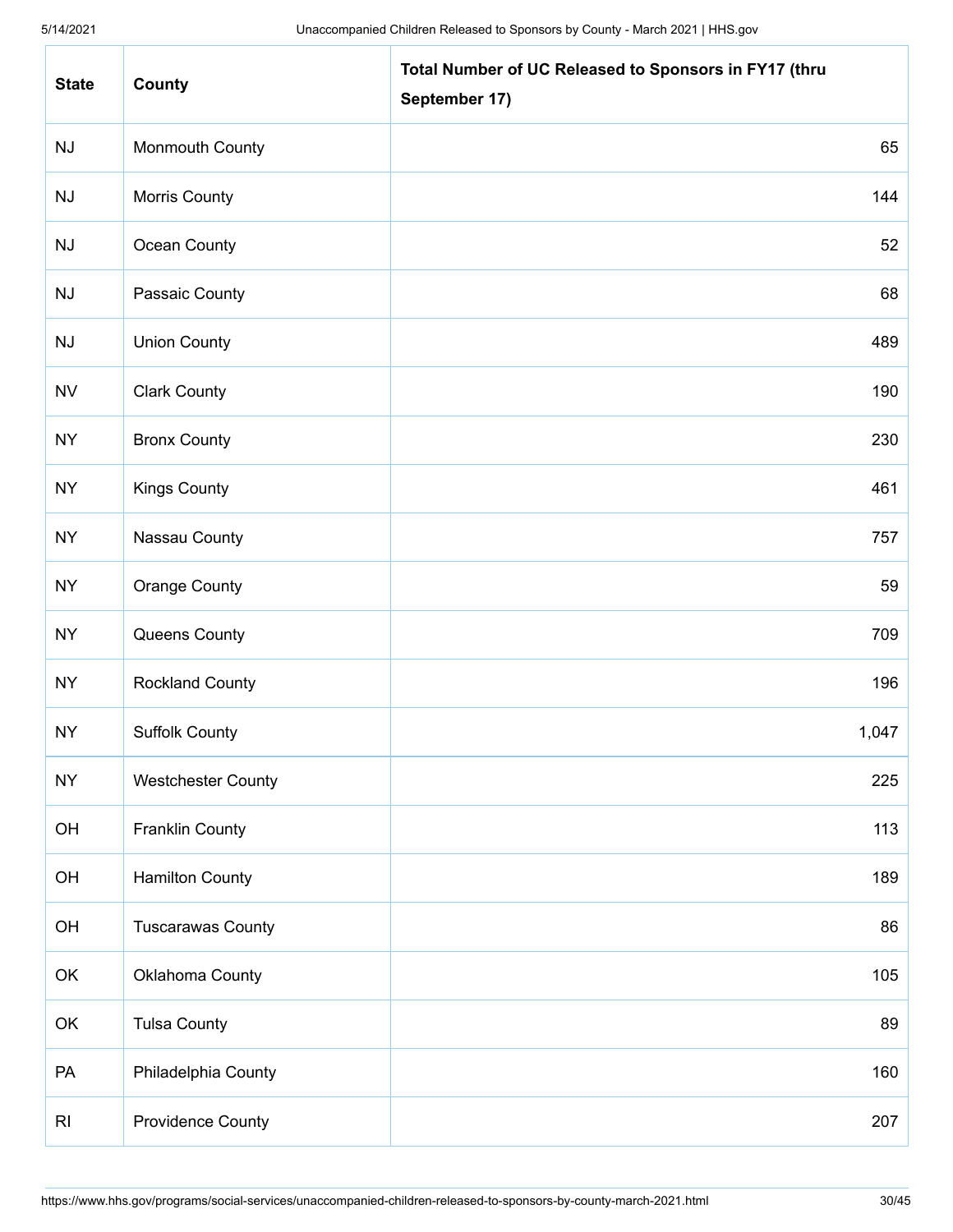| State | County | Total Number of UC Released to Sponsors in FY17 (thru September 17) |
|---|---|---|
| NJ | Monmouth County | 65 |
| NJ | Morris County | 144 |
| NJ | Ocean County | 52 |
| NJ | Passaic County | 68 |
| NJ | Union County | 489 |
| NV | Clark County | 190 |
| NY | Bronx County | 230 |
| NY | Kings County | 461 |
| NY | Nassau County | 757 |
| NY | Orange County | 59 |
| NY | Queens County | 709 |
| NY | Rockland County | 196 |
| NY | Suffolk County | 1,047 |
| NY | Westchester County | 225 |
| OH | Franklin County | 113 |
| OH | Hamilton County | 189 |
| OH | Tuscarawas County | 86 |
| OK | Oklahoma County | 105 |
| OK | Tulsa County | 89 |
| PA | Philadelphia County | 160 |
| RI | Providence County | 207 |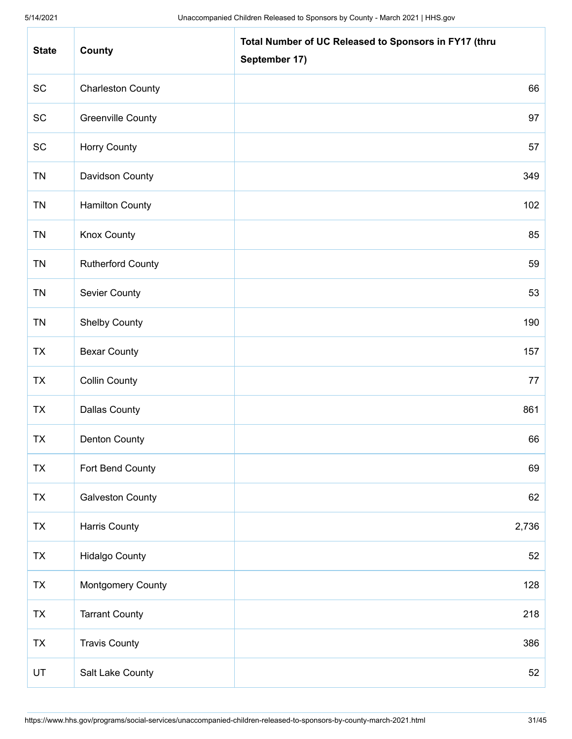| State | County | Total Number of UC Released to Sponsors in FY17 (thru September 17) |
|---|---|---|
| SC | Charleston County | 66 |
| SC | Greenville County | 97 |
| SC | Horry County | 57 |
| TN | Davidson County | 349 |
| TN | Hamilton County | 102 |
| TN | Knox County | 85 |
| TN | Rutherford County | 59 |
| TN | Sevier County | 53 |
| TN | Shelby County | 190 |
| TX | Bexar County | 157 |
| TX | Collin County | 77 |
| TX | Dallas County | 861 |
| TX | Denton County | 66 |
| TX | Fort Bend County | 69 |
| TX | Galveston County | 62 |
| TX | Harris County | 2,736 |
| TX | Hidalgo County | 52 |
| TX | Montgomery County | 128 |
| TX | Tarrant County | 218 |
| TX | Travis County | 386 |
| UT | Salt Lake County | 52 |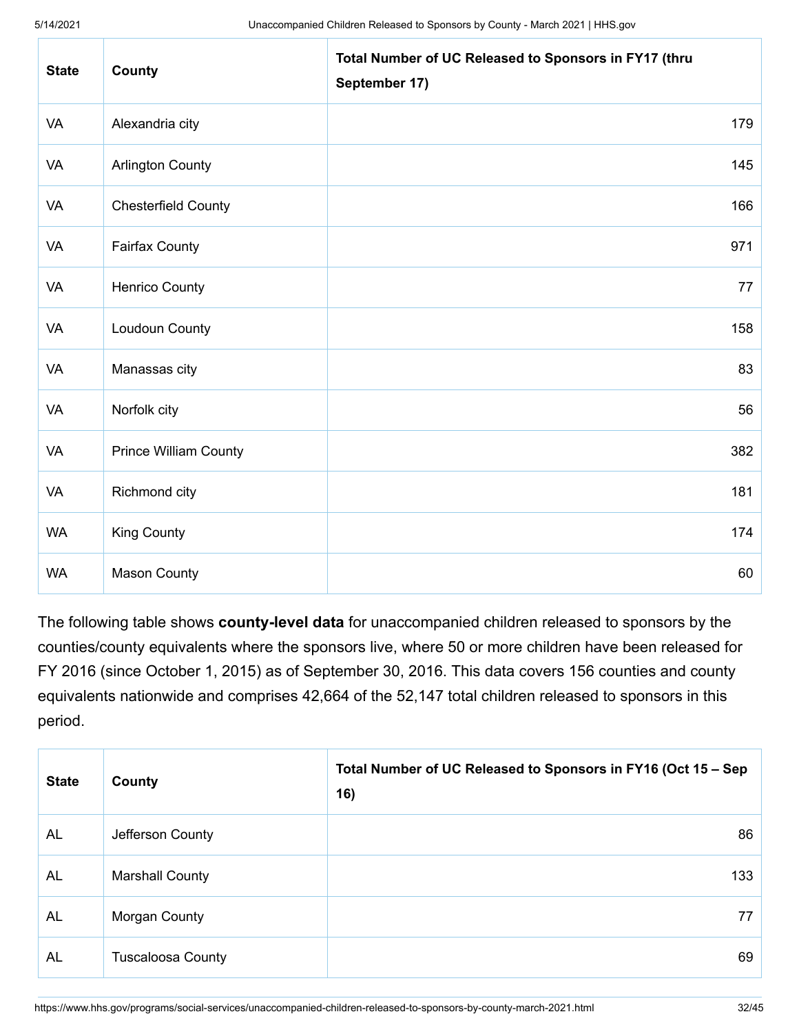| State | County | Total Number of UC Released to Sponsors in FY17 (thru September 17) |
|---|---|---|
| VA | Alexandria city | 179 |
| VA | Arlington County | 145 |
| VA | Chesterfield County | 166 |
| VA | Fairfax County | 971 |
| VA | Henrico County | 77 |
| VA | Loudoun County | 158 |
| VA | Manassas city | 83 |
| VA | Norfolk city | 56 |
| VA | Prince William County | 382 |
| VA | Richmond city | 181 |
| WA | King County | 174 |
| WA | Mason County | 60 |

The following table shows **county-level data** for unaccompanied children released to sponsors by the counties/county equivalents where the sponsors live, where 50 or more children have been released for FY 2016 (since October 1, 2015) as of September 30, 2016. This data covers 156 counties and county equivalents nationwide and comprises 42,664 of the 52,147 total children released to sponsors in this period.

| State | County | Total Number of UC Released to Sponsors in FY16 (Oct 15 – Sep 16) |
|---|---|---|
| AL | Jefferson County | 86 |
| AL | Marshall County | 133 |
| AL | Morgan County | 77 |
| AL | Tuscaloosa County | 69 |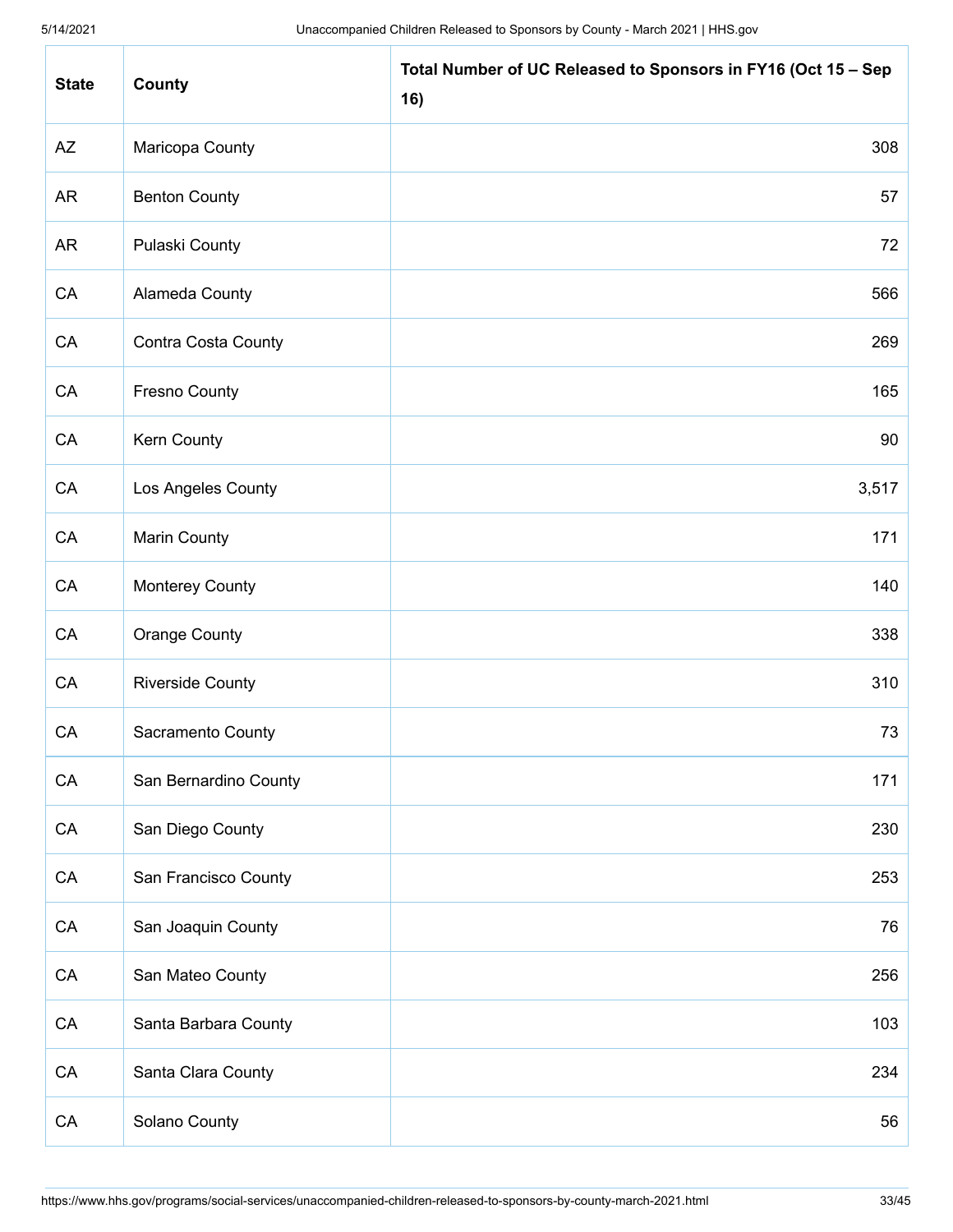| State | County | Total Number of UC Released to Sponsors in FY16 (Oct 15 – Sep 16) |
|---|---|---|
| AZ | Maricopa County | 308 |
| AR | Benton County | 57 |
| AR | Pulaski County | 72 |
| CA | Alameda County | 566 |
| CA | Contra Costa County | 269 |
| CA | Fresno County | 165 |
| CA | Kern County | 90 |
| CA | Los Angeles County | 3,517 |
| CA | Marin County | 171 |
| CA | Monterey County | 140 |
| CA | Orange County | 338 |
| CA | Riverside County | 310 |
| CA | Sacramento County | 73 |
| CA | San Bernardino County | 171 |
| CA | San Diego County | 230 |
| CA | San Francisco County | 253 |
| CA | San Joaquin County | 76 |
| CA | San Mateo County | 256 |
| CA | Santa Barbara County | 103 |
| CA | Santa Clara County | 234 |
| CA | Solano County | 56 |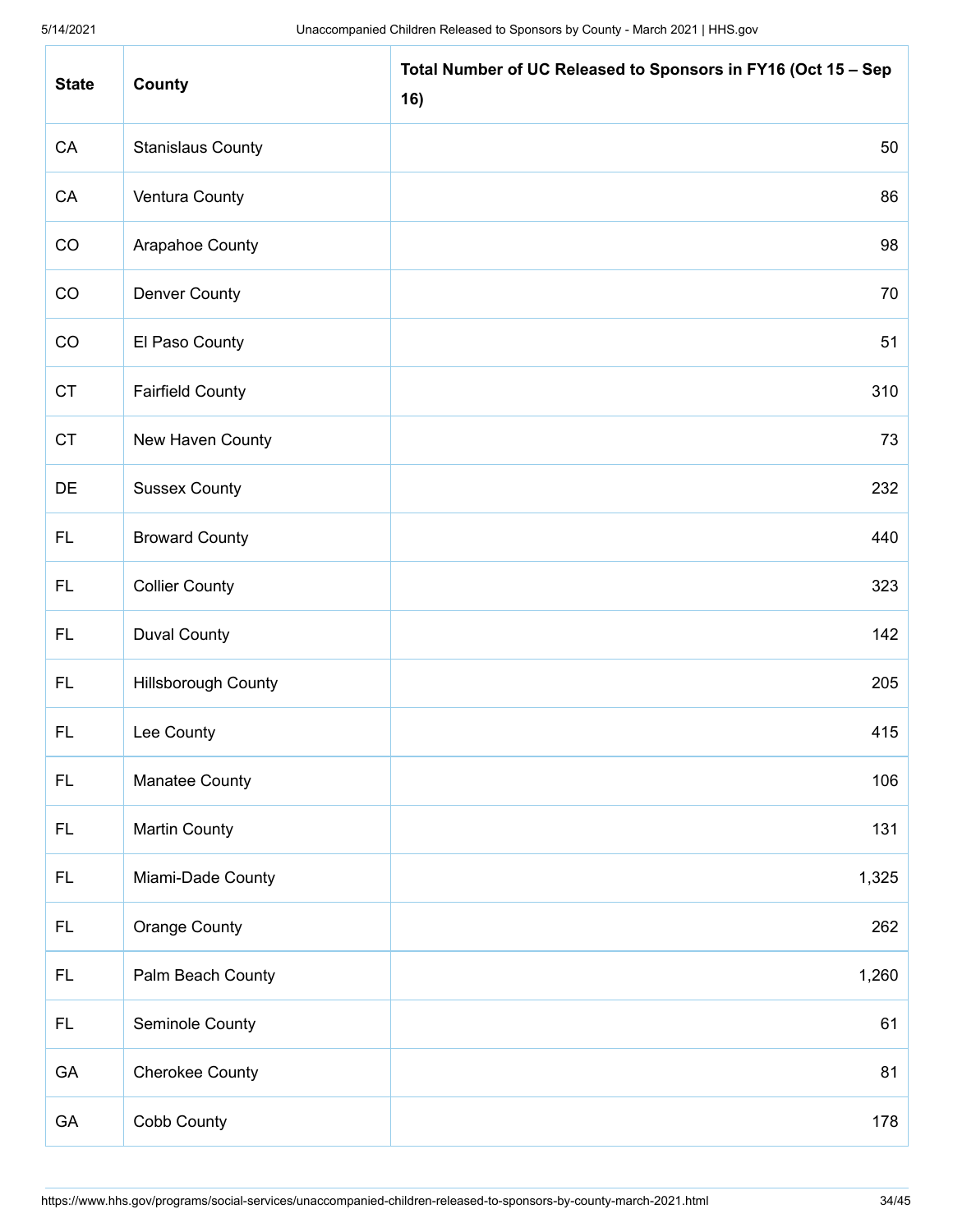| State | County | Total Number of UC Released to Sponsors in FY16 (Oct 15 – Sep 16) |
| --- | --- | --- |
| CA | Stanislaus County | 50 |
| CA | Ventura County | 86 |
| CO | Arapahoe County | 98 |
| CO | Denver County | 70 |
| CO | El Paso County | 51 |
| CT | Fairfield County | 310 |
| CT | New Haven County | 73 |
| DE | Sussex County | 232 |
| FL | Broward County | 440 |
| FL | Collier County | 323 |
| FL | Duval County | 142 |
| FL | Hillsborough County | 205 |
| FL | Lee County | 415 |
| FL | Manatee County | 106 |
| FL | Martin County | 131 |
| FL | Miami-Dade County | 1,325 |
| FL | Orange County | 262 |
| FL | Palm Beach County | 1,260 |
| FL | Seminole County | 61 |
| GA | Cherokee County | 81 |
| GA | Cobb County | 178 |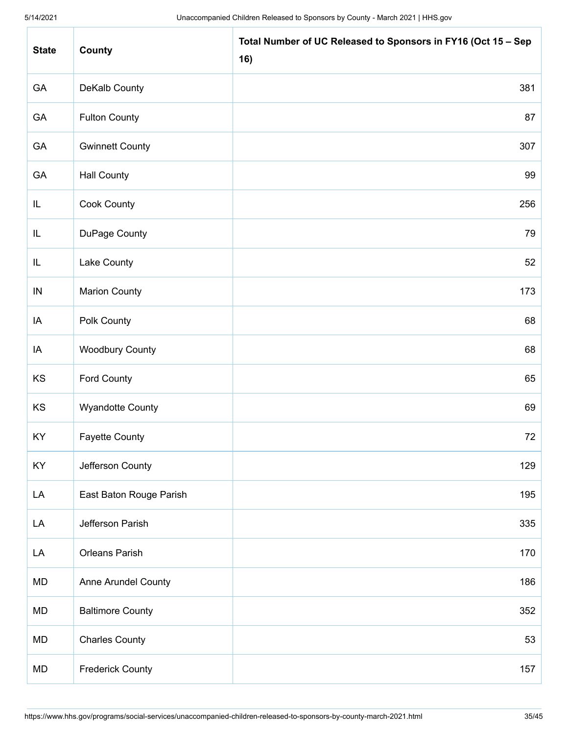| State | County | Total Number of UC Released to Sponsors in FY16 (Oct 15 – Sep 16) |
|---|---|---|
| GA | DeKalb County | 381 |
| GA | Fulton County | 87 |
| GA | Gwinnett County | 307 |
| GA | Hall County | 99 |
| IL | Cook County | 256 |
| IL | DuPage County | 79 |
| IL | Lake County | 52 |
| IN | Marion County | 173 |
| IA | Polk County | 68 |
| IA | Woodbury County | 68 |
| KS | Ford County | 65 |
| KS | Wyandotte County | 69 |
| KY | Fayette County | 72 |
| KY | Jefferson County | 129 |
| LA | East Baton Rouge Parish | 195 |
| LA | Jefferson Parish | 335 |
| LA | Orleans Parish | 170 |
| MD | Anne Arundel County | 186 |
| MD | Baltimore County | 352 |
| MD | Charles County | 53 |
| MD | Frederick County | 157 |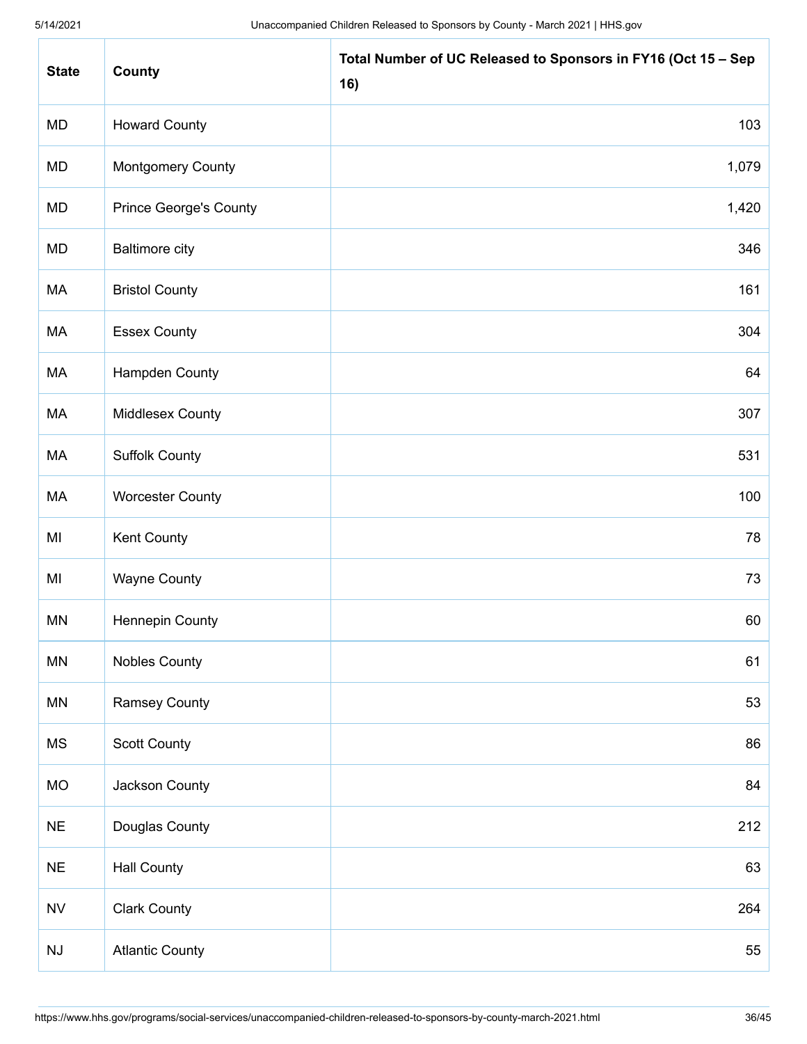| State | County | Total Number of UC Released to Sponsors in FY16 (Oct 15 – Sep 16) |
|---|---|---|
| MD | Howard County | 103 |
| MD | Montgomery County | 1,079 |
| MD | Prince George's County | 1,420 |
| MD | Baltimore city | 346 |
| MA | Bristol County | 161 |
| MA | Essex County | 304 |
| MA | Hampden County | 64 |
| MA | Middlesex County | 307 |
| MA | Suffolk County | 531 |
| MA | Worcester County | 100 |
| MI | Kent County | 78 |
| MI | Wayne County | 73 |
| MN | Hennepin County | 60 |
| MN | Nobles County | 61 |
| MN | Ramsey County | 53 |
| MS | Scott County | 86 |
| MO | Jackson County | 84 |
| NE | Douglas County | 212 |
| NE | Hall County | 63 |
| NV | Clark County | 264 |
| NJ | Atlantic County | 55 |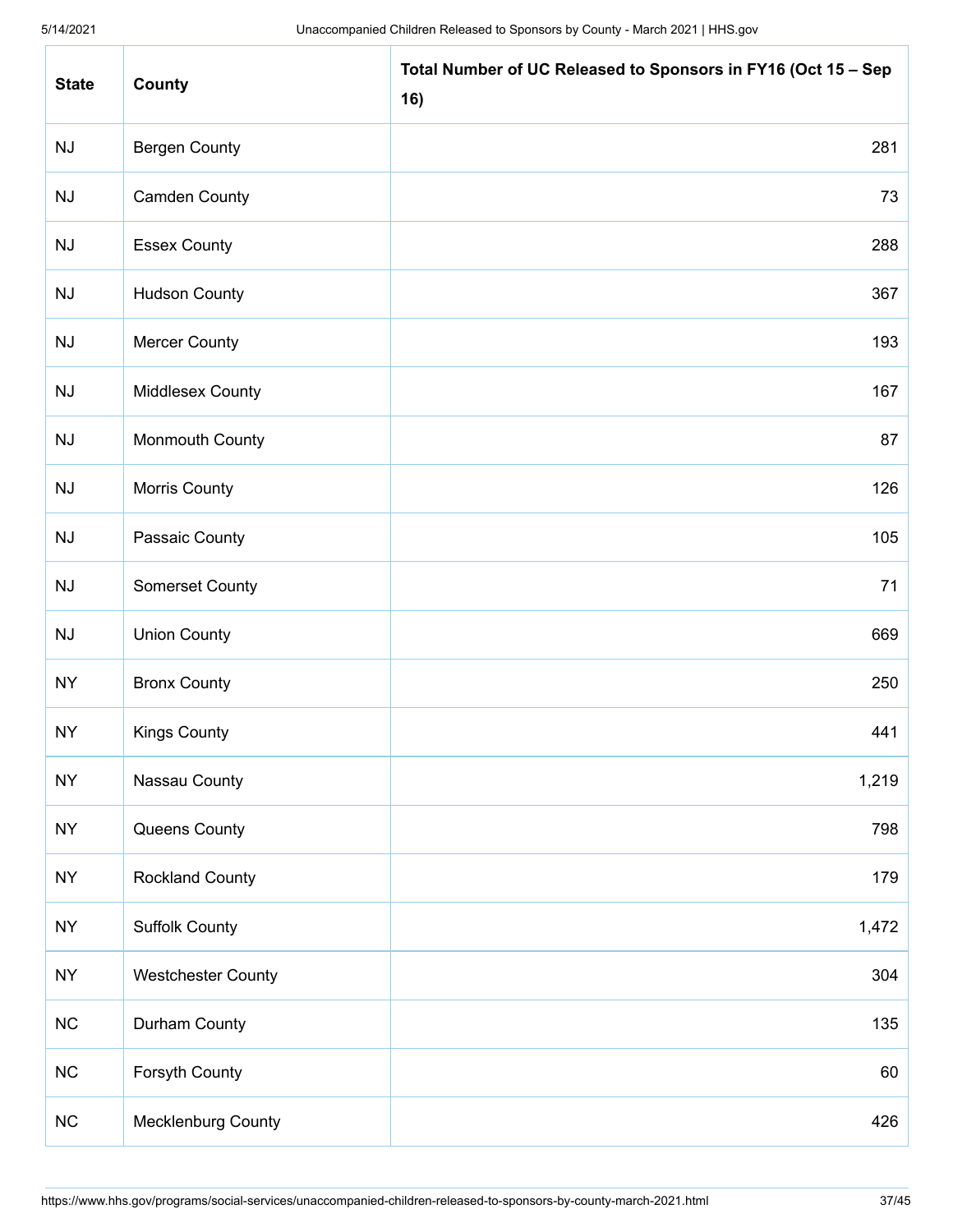| State | County | Total Number of UC Released to Sponsors in FY16 (Oct 15 – Sep 16) |
|---|---|---|
| NJ | Bergen County | 281 |
| NJ | Camden County | 73 |
| NJ | Essex County | 288 |
| NJ | Hudson County | 367 |
| NJ | Mercer County | 193 |
| NJ | Middlesex County | 167 |
| NJ | Monmouth County | 87 |
| NJ | Morris County | 126 |
| NJ | Passaic County | 105 |
| NJ | Somerset County | 71 |
| NJ | Union County | 669 |
| NY | Bronx County | 250 |
| NY | Kings County | 441 |
| NY | Nassau County | 1,219 |
| NY | Queens County | 798 |
| NY | Rockland County | 179 |
| NY | Suffolk County | 1,472 |
| NY | Westchester County | 304 |
| NC | Durham County | 135 |
| NC | Forsyth County | 60 |
| NC | Mecklenburg County | 426 |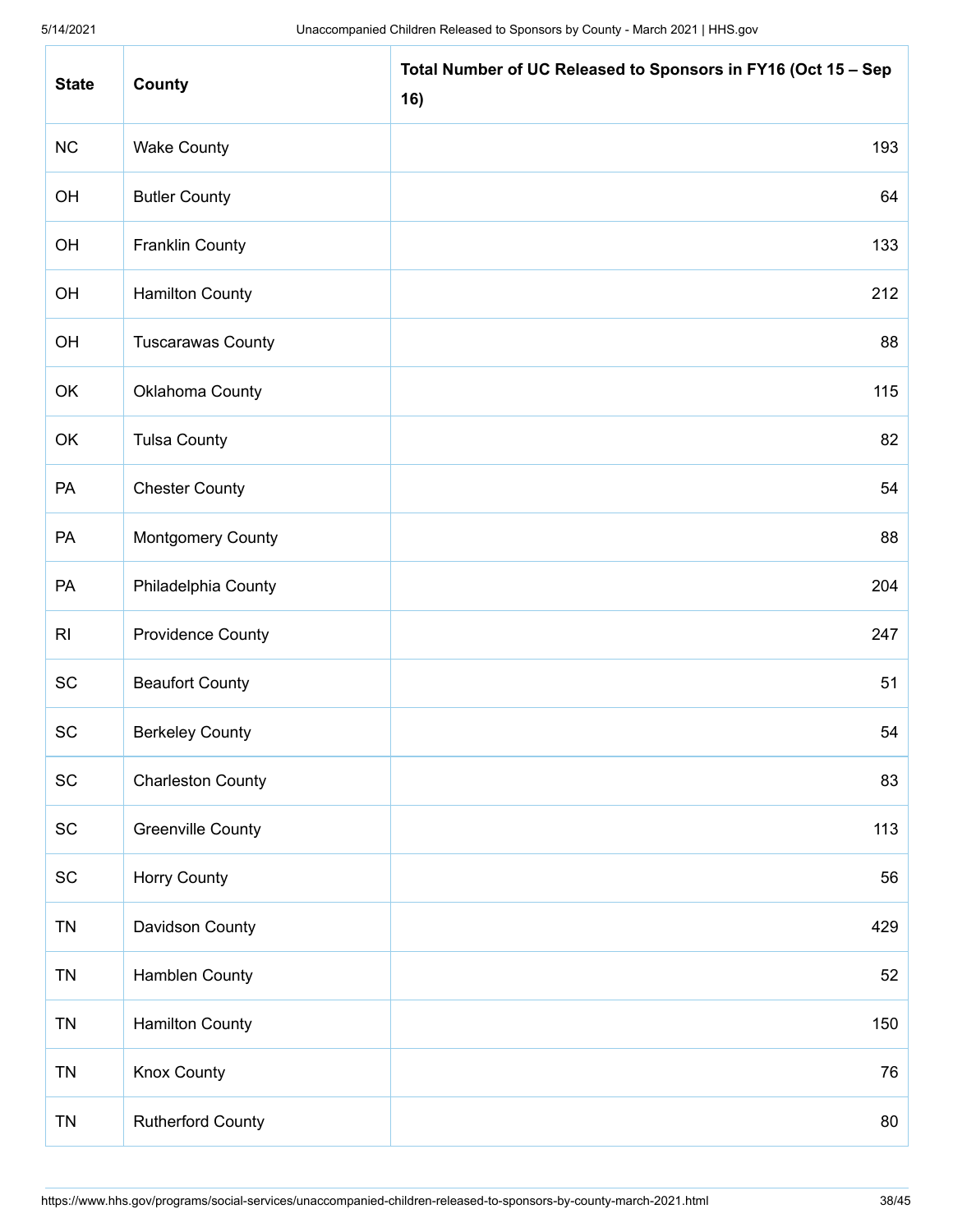| State | County | Total Number of UC Released to Sponsors in FY16 (Oct 15 – Sep 16) |
|---|---|---|
| NC | Wake County | 193 |
| OH | Butler County | 64 |
| OH | Franklin County | 133 |
| OH | Hamilton County | 212 |
| OH | Tuscarawas County | 88 |
| OK | Oklahoma County | 115 |
| OK | Tulsa County | 82 |
| PA | Chester County | 54 |
| PA | Montgomery County | 88 |
| PA | Philadelphia County | 204 |
| RI | Providence County | 247 |
| SC | Beaufort County | 51 |
| SC | Berkeley County | 54 |
| SC | Charleston County | 83 |
| SC | Greenville County | 113 |
| SC | Horry County | 56 |
| TN | Davidson County | 429 |
| TN | Hamblen County | 52 |
| TN | Hamilton County | 150 |
| TN | Knox County | 76 |
| TN | Rutherford County | 80 |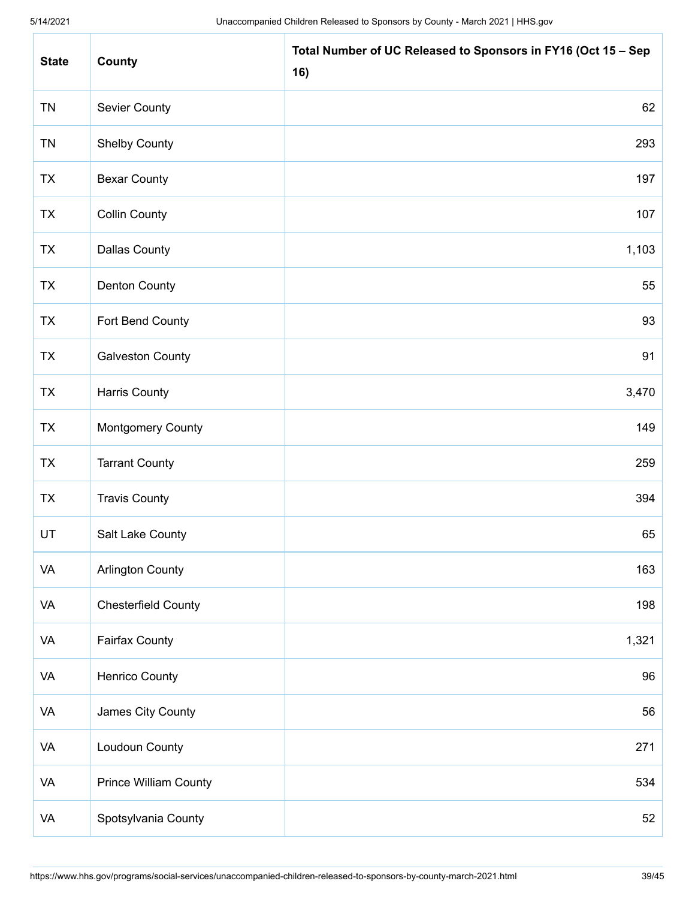| State | County | Total Number of UC Released to Sponsors in FY16 (Oct 15 – Sep 16) |
|---|---|---|
| TN | Sevier County | 62 |
| TN | Shelby County | 293 |
| TX | Bexar County | 197 |
| TX | Collin County | 107 |
| TX | Dallas County | 1,103 |
| TX | Denton County | 55 |
| TX | Fort Bend County | 93 |
| TX | Galveston County | 91 |
| TX | Harris County | 3,470 |
| TX | Montgomery County | 149 |
| TX | Tarrant County | 259 |
| TX | Travis County | 394 |
| UT | Salt Lake County | 65 |
| VA | Arlington County | 163 |
| VA | Chesterfield County | 198 |
| VA | Fairfax County | 1,321 |
| VA | Henrico County | 96 |
| VA | James City County | 56 |
| VA | Loudoun County | 271 |
| VA | Prince William County | 534 |
| VA | Spotsylvania County | 52 |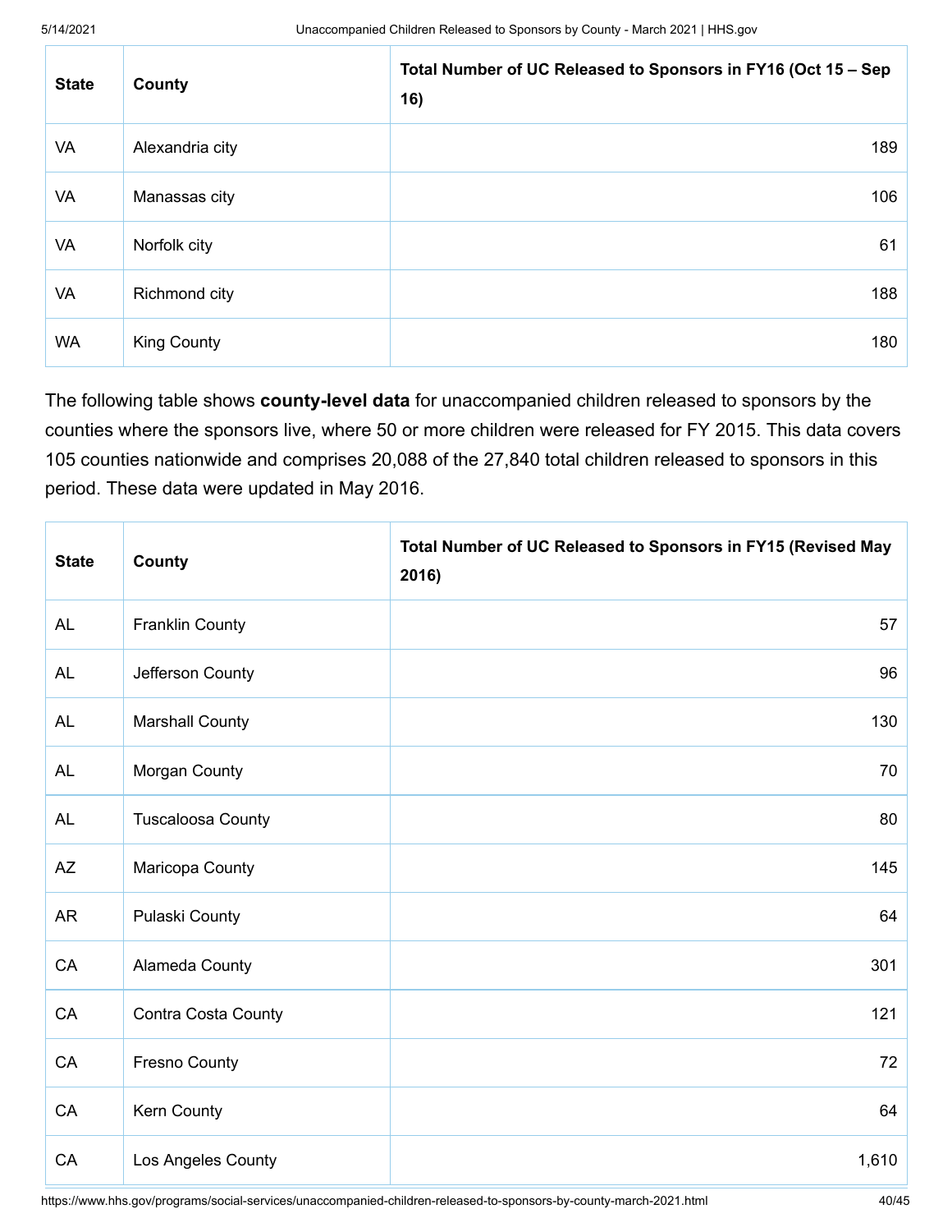| State | County | Total Number of UC Released to Sponsors in FY16 (Oct 15 – Sep 16) |
|---|---|---|
| VA | Alexandria city | 189 |
| VA | Manassas city | 106 |
| VA | Norfolk city | 61 |
| VA | Richmond city | 188 |
| WA | King County | 180 |

The following table shows **county-level data** for unaccompanied children released to sponsors by the counties where the sponsors live, where 50 or more children were released for FY 2015. This data covers 105 counties nationwide and comprises 20,088 of the 27,840 total children released to sponsors in this period. These data were updated in May 2016.

| State | County | Total Number of UC Released to Sponsors in FY15 (Revised May 2016) |
|---|---|---|
| AL | Franklin County | 57 |
| AL | Jefferson County | 96 |
| AL | Marshall County | 130 |
| AL | Morgan County | 70 |
| AL | Tuscaloosa County | 80 |
| AZ | Maricopa County | 145 |
| AR | Pulaski County | 64 |
| CA | Alameda County | 301 |
| CA | Contra Costa County | 121 |
| CA | Fresno County | 72 |
| CA | Kern County | 64 |
| CA | Los Angeles County | 1,610 |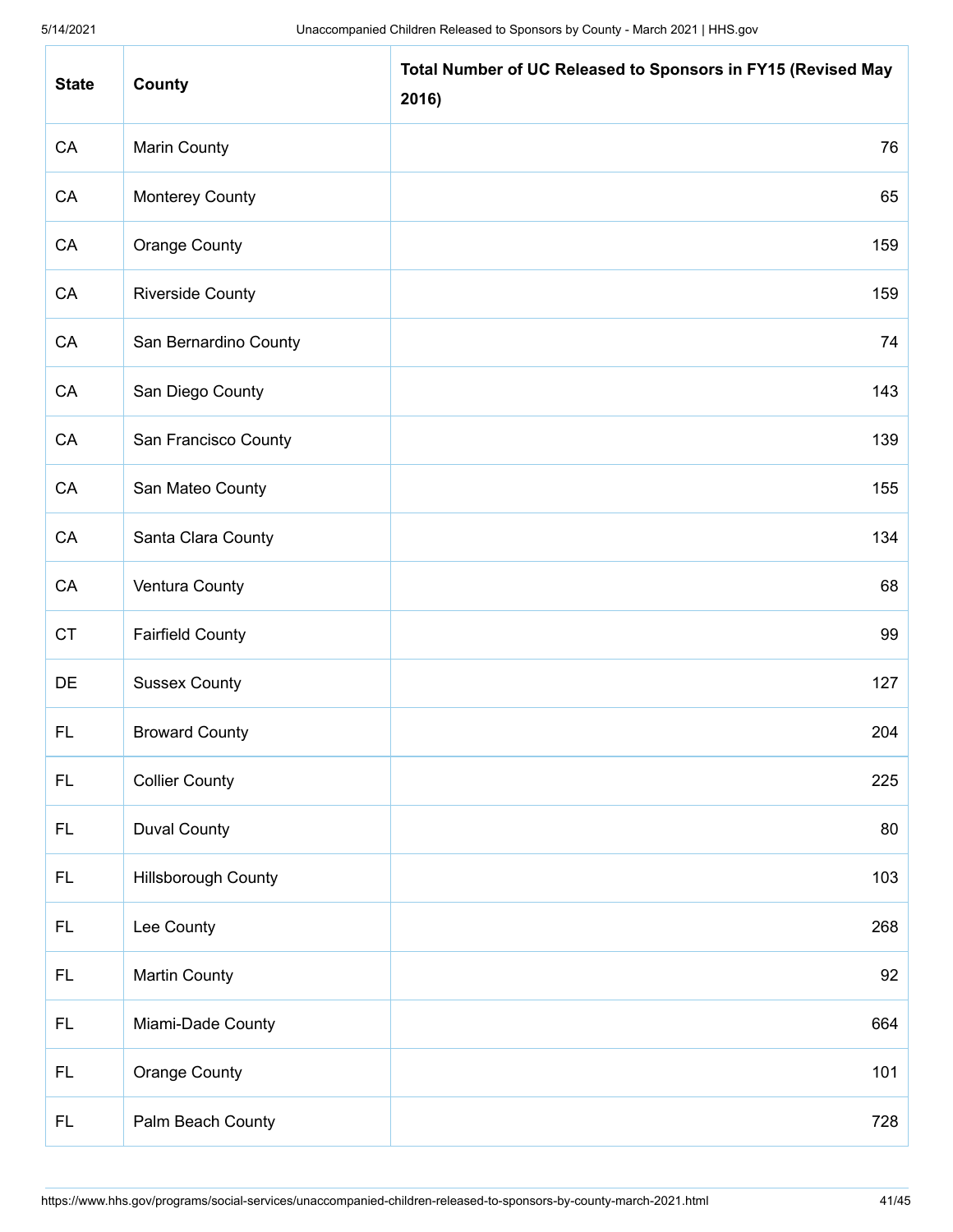| State | County | Total Number of UC Released to Sponsors in FY15 (Revised May 2016) |
| --- | --- | --- |
| CA | Marin County | 76 |
| CA | Monterey County | 65 |
| CA | Orange County | 159 |
| CA | Riverside County | 159 |
| CA | San Bernardino County | 74 |
| CA | San Diego County | 143 |
| CA | San Francisco County | 139 |
| CA | San Mateo County | 155 |
| CA | Santa Clara County | 134 |
| CA | Ventura County | 68 |
| CT | Fairfield County | 99 |
| DE | Sussex County | 127 |
| FL | Broward County | 204 |
| FL | Collier County | 225 |
| FL | Duval County | 80 |
| FL | Hillsborough County | 103 |
| FL | Lee County | 268 |
| FL | Martin County | 92 |
| FL | Miami-Dade County | 664 |
| FL | Orange County | 101 |
| FL | Palm Beach County | 728 |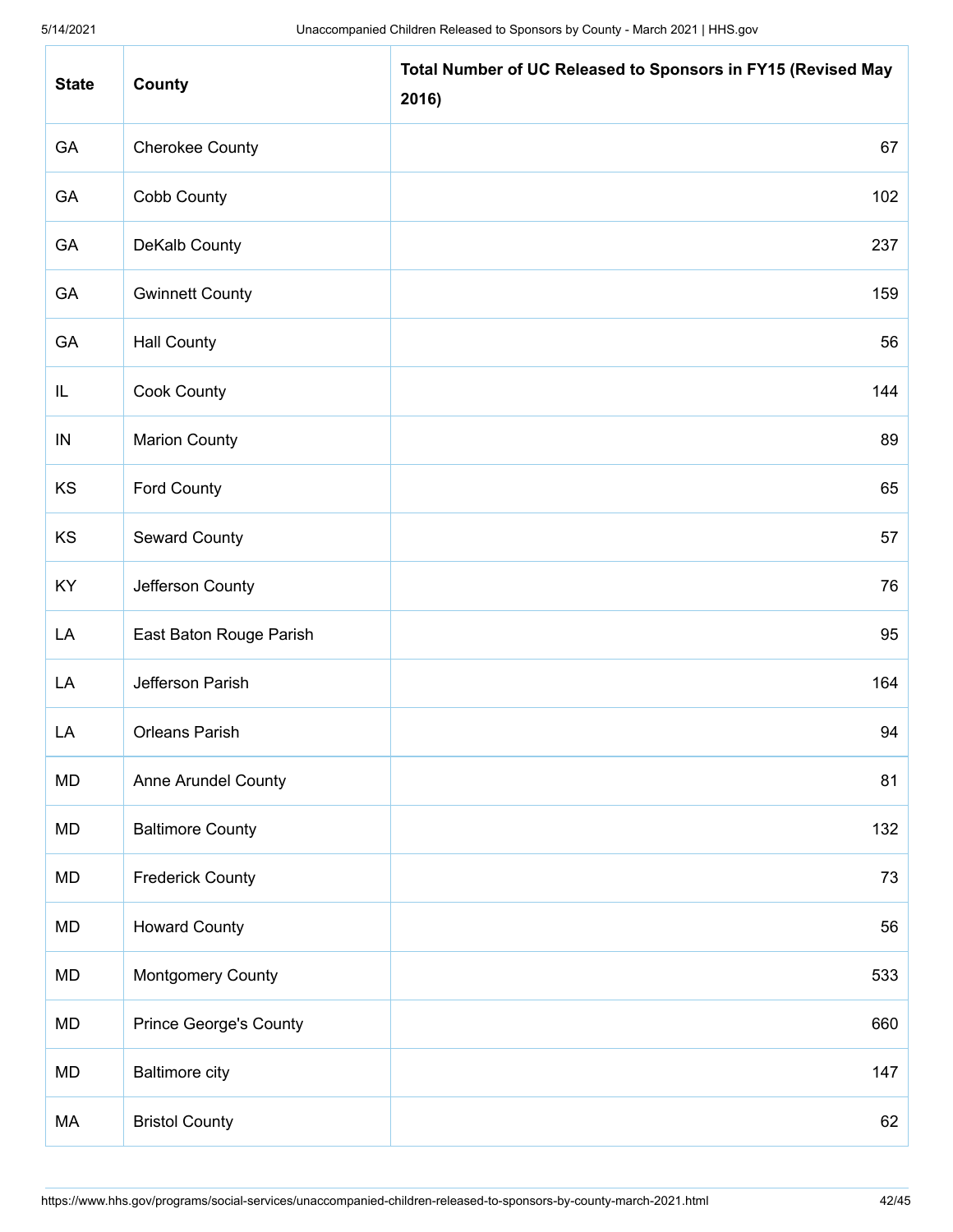| State | County | Total Number of UC Released to Sponsors in FY15 (Revised May 2016) |
|---|---|---|
| GA | Cherokee County | 67 |
| GA | Cobb County | 102 |
| GA | DeKalb County | 237 |
| GA | Gwinnett County | 159 |
| GA | Hall County | 56 |
| IL | Cook County | 144 |
| IN | Marion County | 89 |
| KS | Ford County | 65 |
| KS | Seward County | 57 |
| KY | Jefferson County | 76 |
| LA | East Baton Rouge Parish | 95 |
| LA | Jefferson Parish | 164 |
| LA | Orleans Parish | 94 |
| MD | Anne Arundel County | 81 |
| MD | Baltimore County | 132 |
| MD | Frederick County | 73 |
| MD | Howard County | 56 |
| MD | Montgomery County | 533 |
| MD | Prince George's County | 660 |
| MD | Baltimore city | 147 |
| MA | Bristol County | 62 |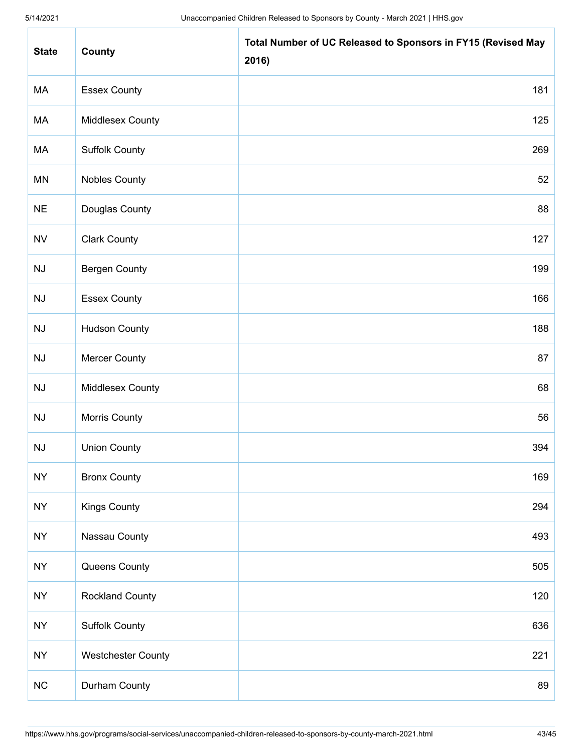| State | County | Total Number of UC Released to Sponsors in FY15 (Revised May 2016) |
|---|---|---|
| MA | Essex County | 181 |
| MA | Middlesex County | 125 |
| MA | Suffolk County | 269 |
| MN | Nobles County | 52 |
| NE | Douglas County | 88 |
| NV | Clark County | 127 |
| NJ | Bergen County | 199 |
| NJ | Essex County | 166 |
| NJ | Hudson County | 188 |
| NJ | Mercer County | 87 |
| NJ | Middlesex County | 68 |
| NJ | Morris County | 56 |
| NJ | Union County | 394 |
| NY | Bronx County | 169 |
| NY | Kings County | 294 |
| NY | Nassau County | 493 |
| NY | Queens County | 505 |
| NY | Rockland County | 120 |
| NY | Suffolk County | 636 |
| NY | Westchester County | 221 |
| NC | Durham County | 89 |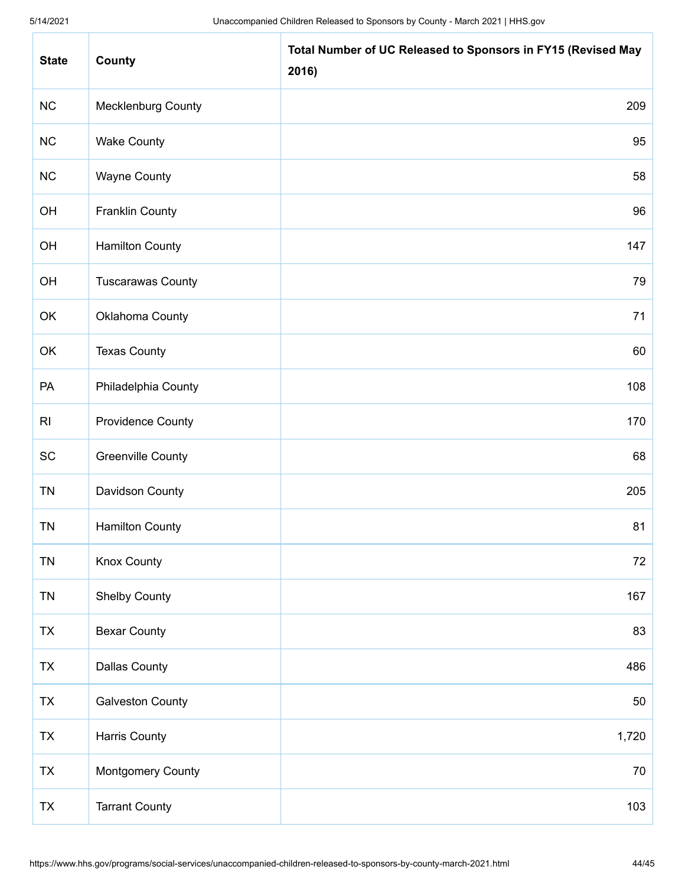| State | County | Total Number of UC Released to Sponsors in FY15 (Revised May 2016) |
|---|---|---|
| NC | Mecklenburg County | 209 |
| NC | Wake County | 95 |
| NC | Wayne County | 58 |
| OH | Franklin County | 96 |
| OH | Hamilton County | 147 |
| OH | Tuscarawas County | 79 |
| OK | Oklahoma County | 71 |
| OK | Texas County | 60 |
| PA | Philadelphia County | 108 |
| RI | Providence County | 170 |
| SC | Greenville County | 68 |
| TN | Davidson County | 205 |
| TN | Hamilton County | 81 |
| TN | Knox County | 72 |
| TN | Shelby County | 167 |
| TX | Bexar County | 83 |
| TX | Dallas County | 486 |
| TX | Galveston County | 50 |
| TX | Harris County | 1,720 |
| TX | Montgomery County | 70 |
| TX | Tarrant County | 103 |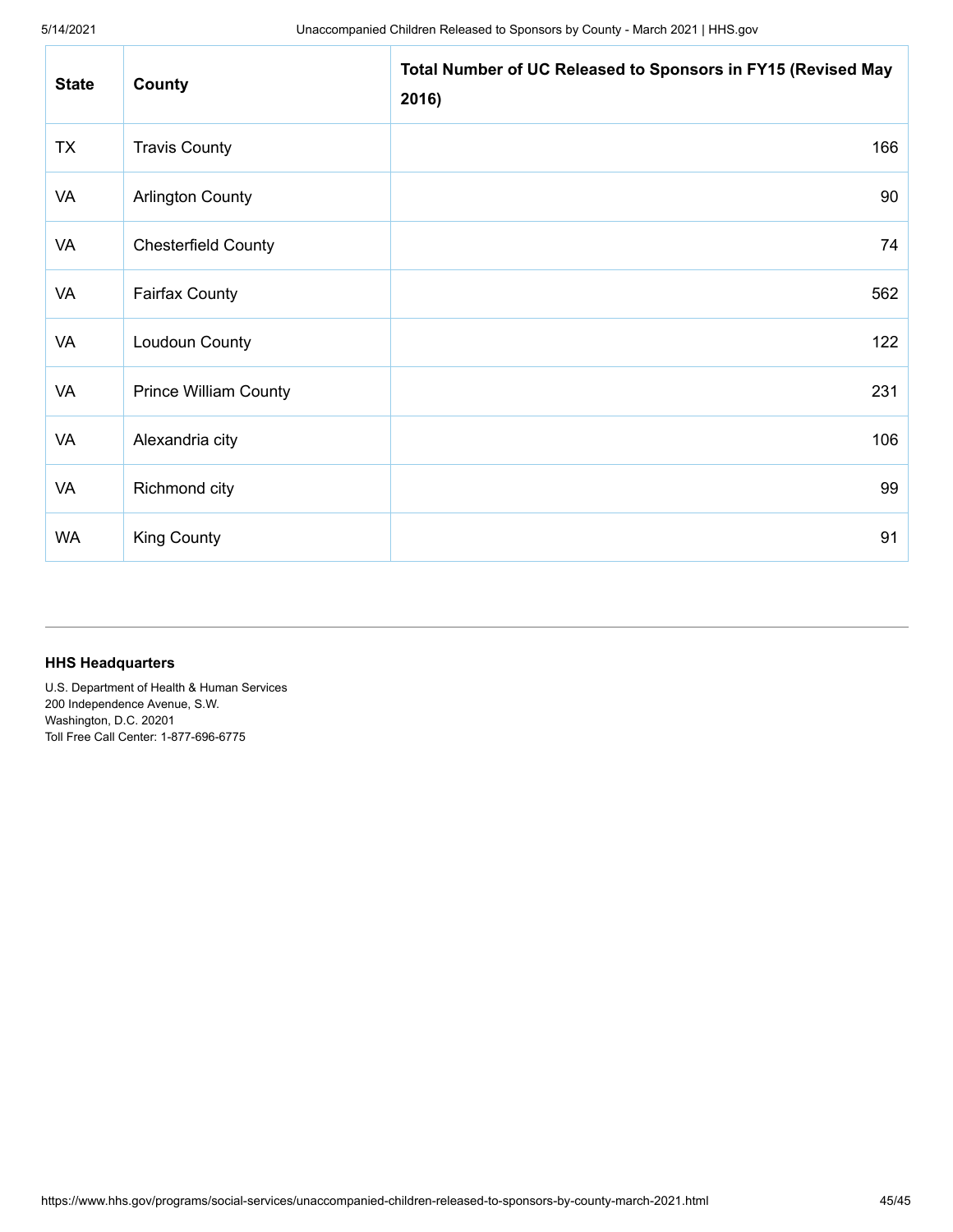| State | County | Total Number of UC Released to Sponsors in FY15 (Revised May 2016) |
|---|---|---|
| TX | Travis County | 166 |
| VA | Arlington County | 90 |
| VA | Chesterfield County | 74 |
| VA | Fairfax County | 562 |
| VA | Loudoun County | 122 |
| VA | Prince William County | 231 |
| VA | Alexandria city | 106 |
| VA | Richmond city | 99 |
| WA | King County | 91 |

---

**HHS Headquarters**

U.S. Department of Health & Human Services
200 Independence Avenue, S.W.
Washington, D.C. 20201
Toll Free Call Center: 1-877-696-6775